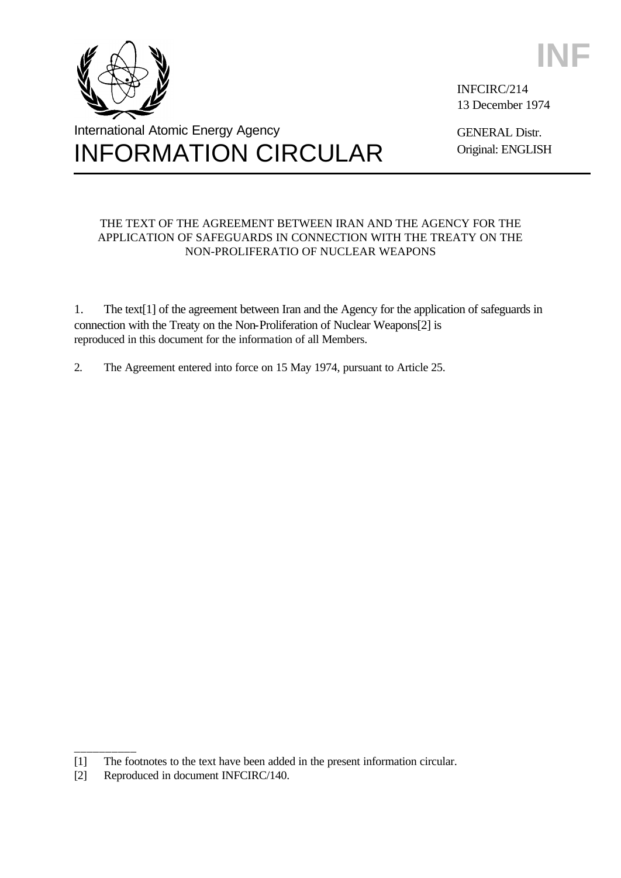INF

INFCIRC/214
13 December 1974

International Atomic Energy Agency

# INFORMATION CIRCULAR

GENERAL Distr.
Original: ENGLISH

THE TEXT OF THE AGREEMENT BETWEEN IRAN AND THE AGENCY FOR THE APPLICATION OF SAFEGUARDS IN CONNECTION WITH THE TREATY ON THE NON-PROLIFERATIO OF NUCLEAR WEAPONS

1. The text[1] of the agreement between Iran and the Agency for the application of safeguards in connection with the Treaty on the Non-Proliferation of Nuclear Weapons[2] is reproduced in this document for the information of all Members.

2. The Agreement entered into force on 15 May 1974, pursuant to Article 25.

---

[1] The footnotes to the text have been added in the present information circular.

[2] Reproduced in document INFCIRC/140.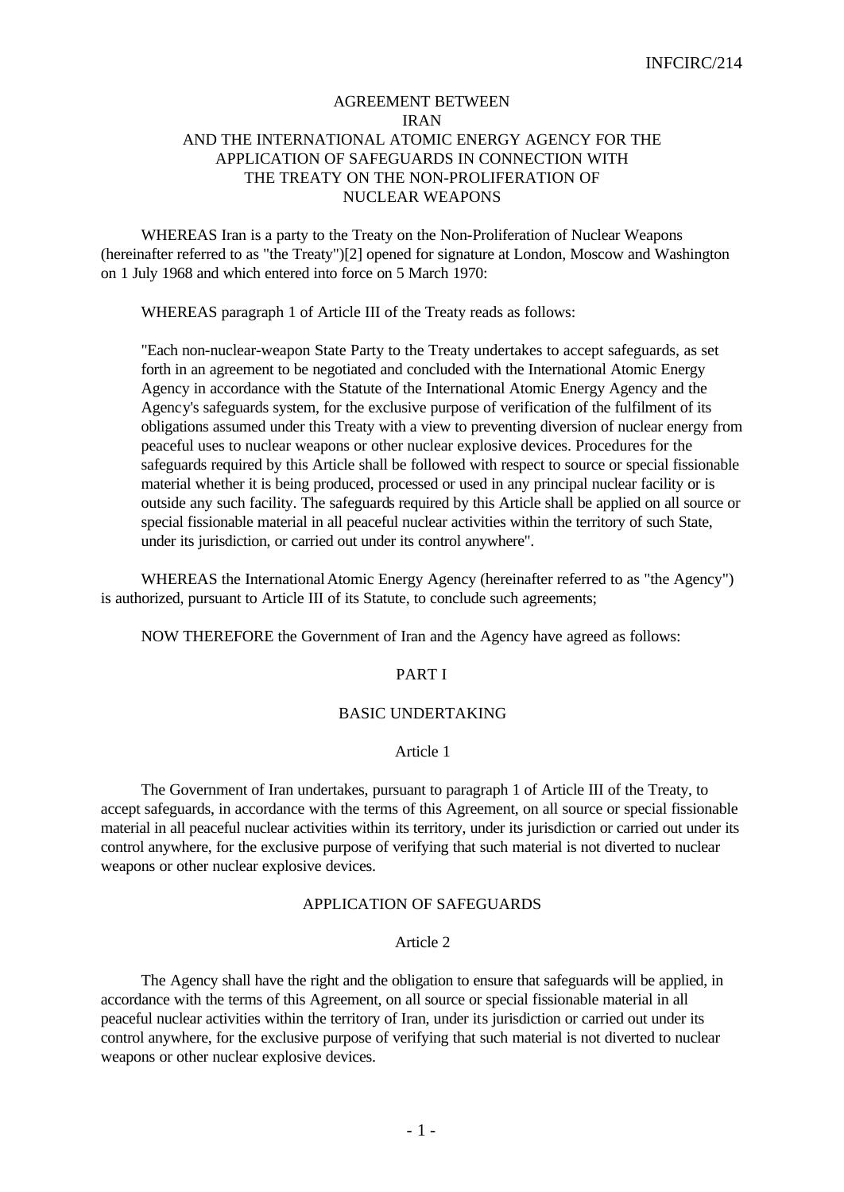# AGREEMENT BETWEEN IRAN AND THE INTERNATIONAL ATOMIC ENERGY AGENCY FOR THE APPLICATION OF SAFEGUARDS IN CONNECTION WITH THE TREATY ON THE NON-PROLIFERATION OF NUCLEAR WEAPONS

WHEREAS Iran is a party to the Treaty on the Non-Proliferation of Nuclear Weapons (hereinafter referred to as "the Treaty")[2] opened for signature at London, Moscow and Washington on 1 July 1968 and which entered into force on 5 March 1970:

WHEREAS paragraph 1 of Article III of the Treaty reads as follows:

> "Each non-nuclear-weapon State Party to the Treaty undertakes to accept safeguards, as set forth in an agreement to be negotiated and concluded with the International Atomic Energy Agency in accordance with the Statute of the International Atomic Energy Agency and the Agency's safeguards system, for the exclusive purpose of verification of the fulfilment of its obligations assumed under this Treaty with a view to preventing diversion of nuclear energy from peaceful uses to nuclear weapons or other nuclear explosive devices. Procedures for the safeguards required by this Article shall be followed with respect to source or special fissionable material whether it is being produced, processed or used in any principal nuclear facility or is outside any such facility. The safeguards required by this Article shall be applied on all source or special fissionable material in all peaceful nuclear activities within the territory of such State, under its jurisdiction, or carried out under its control anywhere".

WHEREAS the International Atomic Energy Agency (hereinafter referred to as "the Agency") is authorized, pursuant to Article III of its Statute, to conclude such agreements;

NOW THEREFORE the Government of Iran and the Agency have agreed as follows:

## PART I

### BASIC UNDERTAKING

#### Article 1

The Government of Iran undertakes, pursuant to paragraph 1 of Article III of the Treaty, to accept safeguards, in accordance with the terms of this Agreement, on all source or special fissionable material in all peaceful nuclear activities within its territory, under its jurisdiction or carried out under its control anywhere, for the exclusive purpose of verifying that such material is not diverted to nuclear weapons or other nuclear explosive devices.

### APPLICATION OF SAFEGUARDS

#### Article 2

The Agency shall have the right and the obligation to ensure that safeguards will be applied, in accordance with the terms of this Agreement, on all source or special fissionable material in all peaceful nuclear activities within the territory of Iran, under its jurisdiction or carried out under its control anywhere, for the exclusive purpose of verifying that such material is not diverted to nuclear weapons or other nuclear explosive devices.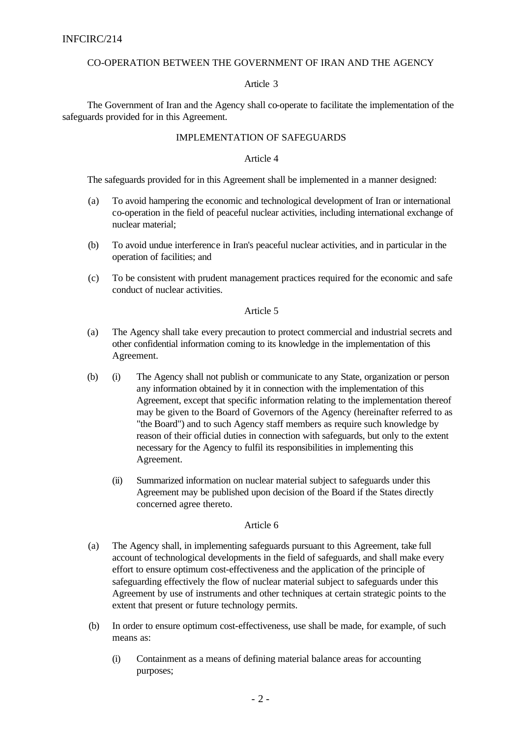CO-OPERATION BETWEEN THE GOVERNMENT OF IRAN AND THE AGENCY

Article 3

The Government of Iran and the Agency shall co-operate to facilitate the implementation of the safeguards provided for in this Agreement.

IMPLEMENTATION OF SAFEGUARDS

Article 4

The safeguards provided for in this Agreement shall be implemented in a manner designed:

(a) To avoid hampering the economic and technological development of Iran or international co-operation in the field of peaceful nuclear activities, including international exchange of nuclear material;

(b) To avoid undue interference in Iran's peaceful nuclear activities, and in particular in the operation of facilities; and

(c) To be consistent with prudent management practices required for the economic and safe conduct of nuclear activities.

Article 5

(a) The Agency shall take every precaution to protect commercial and industrial secrets and other confidential information coming to its knowledge in the implementation of this Agreement.

(b) (i) The Agency shall not publish or communicate to any State, organization or person any information obtained by it in connection with the implementation of this Agreement, except that specific information relating to the implementation thereof may be given to the Board of Governors of the Agency (hereinafter referred to as "the Board") and to such Agency staff members as require such knowledge by reason of their official duties in connection with safeguards, but only to the extent necessary for the Agency to fulfil its responsibilities in implementing this Agreement.

(ii) Summarized information on nuclear material subject to safeguards under this Agreement may be published upon decision of the Board if the States directly concerned agree thereto.

Article 6

(a) The Agency shall, in implementing safeguards pursuant to this Agreement, take full account of technological developments in the field of safeguards, and shall make every effort to ensure optimum cost-effectiveness and the application of the principle of safeguarding effectively the flow of nuclear material subject to safeguards under this Agreement by use of instruments and other techniques at certain strategic points to the extent that present or future technology permits.

(b) In order to ensure optimum cost-effectiveness, use shall be made, for example, of such means as:

(i) Containment as a means of defining material balance areas for accounting purposes;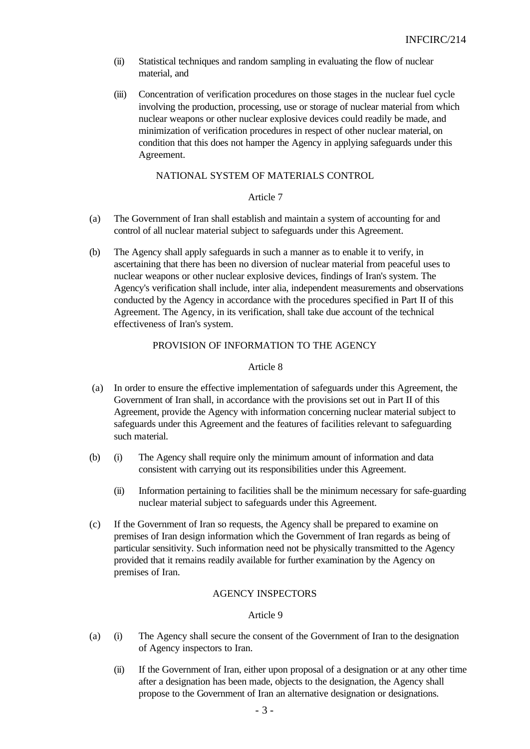(ii) Statistical techniques and random sampling in evaluating the flow of nuclear material, and

(iii) Concentration of verification procedures on those stages in the nuclear fuel cycle involving the production, processing, use or storage of nuclear material from which nuclear weapons or other nuclear explosive devices could readily be made, and minimization of verification procedures in respect of other nuclear material, on condition that this does not hamper the Agency in applying safeguards under this Agreement.

NATIONAL SYSTEM OF MATERIALS CONTROL

Article 7

(a) The Government of Iran shall establish and maintain a system of accounting for and control of all nuclear material subject to safeguards under this Agreement.

(b) The Agency shall apply safeguards in such a manner as to enable it to verify, in ascertaining that there has been no diversion of nuclear material from peaceful uses to nuclear weapons or other nuclear explosive devices, findings of Iran's system. The Agency's verification shall include, inter alia, independent measurements and observations conducted by the Agency in accordance with the procedures specified in Part II of this Agreement. The Agency, in its verification, shall take due account of the technical effectiveness of Iran's system.

PROVISION OF INFORMATION TO THE AGENCY

Article 8

(a) In order to ensure the effective implementation of safeguards under this Agreement, the Government of Iran shall, in accordance with the provisions set out in Part II of this Agreement, provide the Agency with information concerning nuclear material subject to safeguards under this Agreement and the features of facilities relevant to safeguarding such material.

(b) (i) The Agency shall require only the minimum amount of information and data consistent with carrying out its responsibilities under this Agreement.

(ii) Information pertaining to facilities shall be the minimum necessary for safe-guarding nuclear material subject to safeguards under this Agreement.

(c) If the Government of Iran so requests, the Agency shall be prepared to examine on premises of Iran design information which the Government of Iran regards as being of particular sensitivity. Such information need not be physically transmitted to the Agency provided that it remains readily available for further examination by the Agency on premises of Iran.

AGENCY INSPECTORS

Article 9

(a) (i) The Agency shall secure the consent of the Government of Iran to the designation of Agency inspectors to Iran.

(ii) If the Government of Iran, either upon proposal of a designation or at any other time after a designation has been made, objects to the designation, the Agency shall propose to the Government of Iran an alternative designation or designations.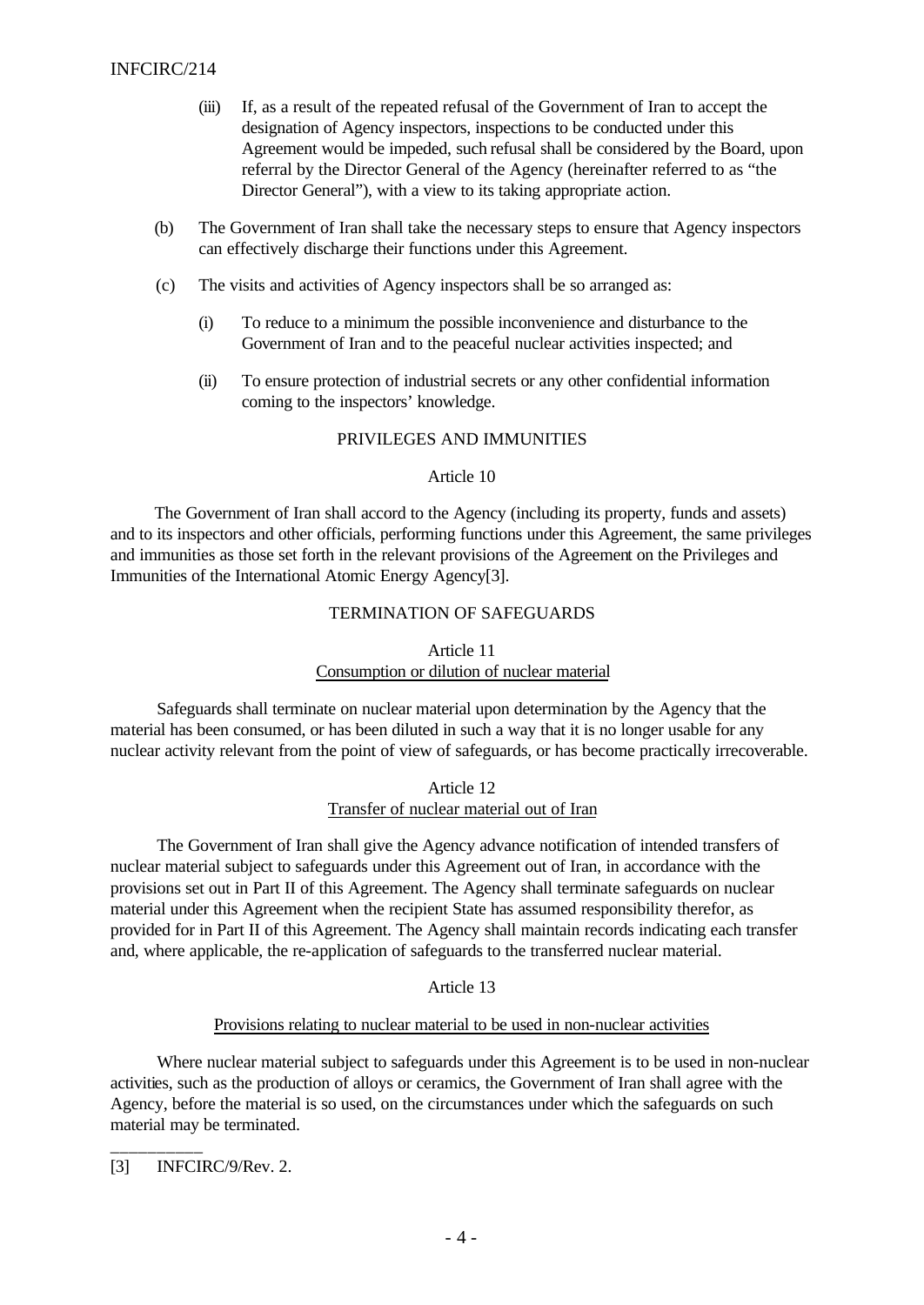(iii) If, as a result of the repeated refusal of the Government of Iran to accept the designation of Agency inspectors, inspections to be conducted under this Agreement would be impeded, such refusal shall be considered by the Board, upon referral by the Director General of the Agency (hereinafter referred to as "the Director General"), with a view to its taking appropriate action.

(b) The Government of Iran shall take the necessary steps to ensure that Agency inspectors can effectively discharge their functions under this Agreement.

(c) The visits and activities of Agency inspectors shall be so arranged as:

(i) To reduce to a minimum the possible inconvenience and disturbance to the Government of Iran and to the peaceful nuclear activities inspected; and

(ii) To ensure protection of industrial secrets or any other confidential information coming to the inspectors' knowledge.

## PRIVILEGES AND IMMUNITIES

### Article 10

The Government of Iran shall accord to the Agency (including its property, funds and assets) and to its inspectors and other officials, performing functions under this Agreement, the same privileges and immunities as those set forth in the relevant provisions of the Agreement on the Privileges and Immunities of the International Atomic Energy Agency[3].

## TERMINATION OF SAFEGUARDS

### Article 11
<u>Consumption or dilution of nuclear material</u>

Safeguards shall terminate on nuclear material upon determination by the Agency that the material has been consumed, or has been diluted in such a way that it is no longer usable for any nuclear activity relevant from the point of view of safeguards, or has become practically irrecoverable.

### Article 12
<u>Transfer of nuclear material out of Iran</u>

The Government of Iran shall give the Agency advance notification of intended transfers of nuclear material subject to safeguards under this Agreement out of Iran, in accordance with the provisions set out in Part II of this Agreement. The Agency shall terminate safeguards on nuclear material under this Agreement when the recipient State has assumed responsibility therefor, as provided for in Part II of this Agreement. The Agency shall maintain records indicating each transfer and, where applicable, the re-application of safeguards to the transferred nuclear material.

### Article 13

<u>Provisions relating to nuclear material to be used in non-nuclear activities</u>

Where nuclear material subject to safeguards under this Agreement is to be used in non-nuclear activities, such as the production of alloys or ceramics, the Government of Iran shall agree with the Agency, before the material is so used, on the circumstances under which the safeguards on such material may be terminated.

---

[3] INFCIRC/9/Rev. 2.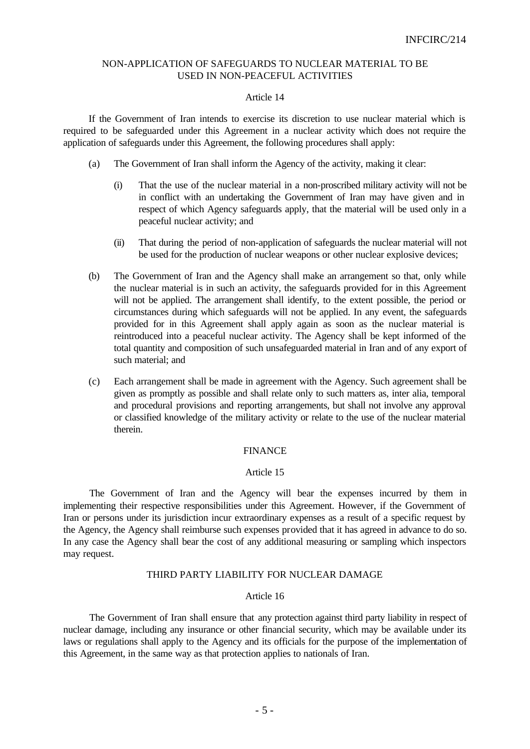## NON-APPLICATION OF SAFEGUARDS TO NUCLEAR MATERIAL TO BE USED IN NON-PEACEFUL ACTIVITIES

### Article 14

If the Government of Iran intends to exercise its discretion to use nuclear material which is required to be safeguarded under this Agreement in a nuclear activity which does not require the application of safeguards under this Agreement, the following procedures shall apply:

(a) The Government of Iran shall inform the Agency of the activity, making it clear:

  (i) That the use of the nuclear material in a non-proscribed military activity will not be in conflict with an undertaking the Government of Iran may have given and in respect of which Agency safeguards apply, that the material will be used only in a peaceful nuclear activity; and

  (ii) That during the period of non-application of safeguards the nuclear material will not be used for the production of nuclear weapons or other nuclear explosive devices;

(b) The Government of Iran and the Agency shall make an arrangement so that, only while the nuclear material is in such an activity, the safeguards provided for in this Agreement will not be applied. The arrangement shall identify, to the extent possible, the period or circumstances during which safeguards will not be applied. In any event, the safeguards provided for in this Agreement shall apply again as soon as the nuclear material is reintroduced into a peaceful nuclear activity. The Agency shall be kept informed of the total quantity and composition of such unsafeguarded material in Iran and of any export of such material; and

(c) Each arrangement shall be made in agreement with the Agency. Such agreement shall be given as promptly as possible and shall relate only to such matters as, inter alia, temporal and procedural provisions and reporting arrangements, but shall not involve any approval or classified knowledge of the military activity or relate to the use of the nuclear material therein.

## FINANCE

### Article 15

The Government of Iran and the Agency will bear the expenses incurred by them in implementing their respective responsibilities under this Agreement. However, if the Government of Iran or persons under its jurisdiction incur extraordinary expenses as a result of a specific request by the Agency, the Agency shall reimburse such expenses provided that it has agreed in advance to do so. In any case the Agency shall bear the cost of any additional measuring or sampling which inspectors may request.

## THIRD PARTY LIABILITY FOR NUCLEAR DAMAGE

### Article 16

The Government of Iran shall ensure that any protection against third party liability in respect of nuclear damage, including any insurance or other financial security, which may be available under its laws or regulations shall apply to the Agency and its officials for the purpose of the implementation of this Agreement, in the same way as that protection applies to nationals of Iran.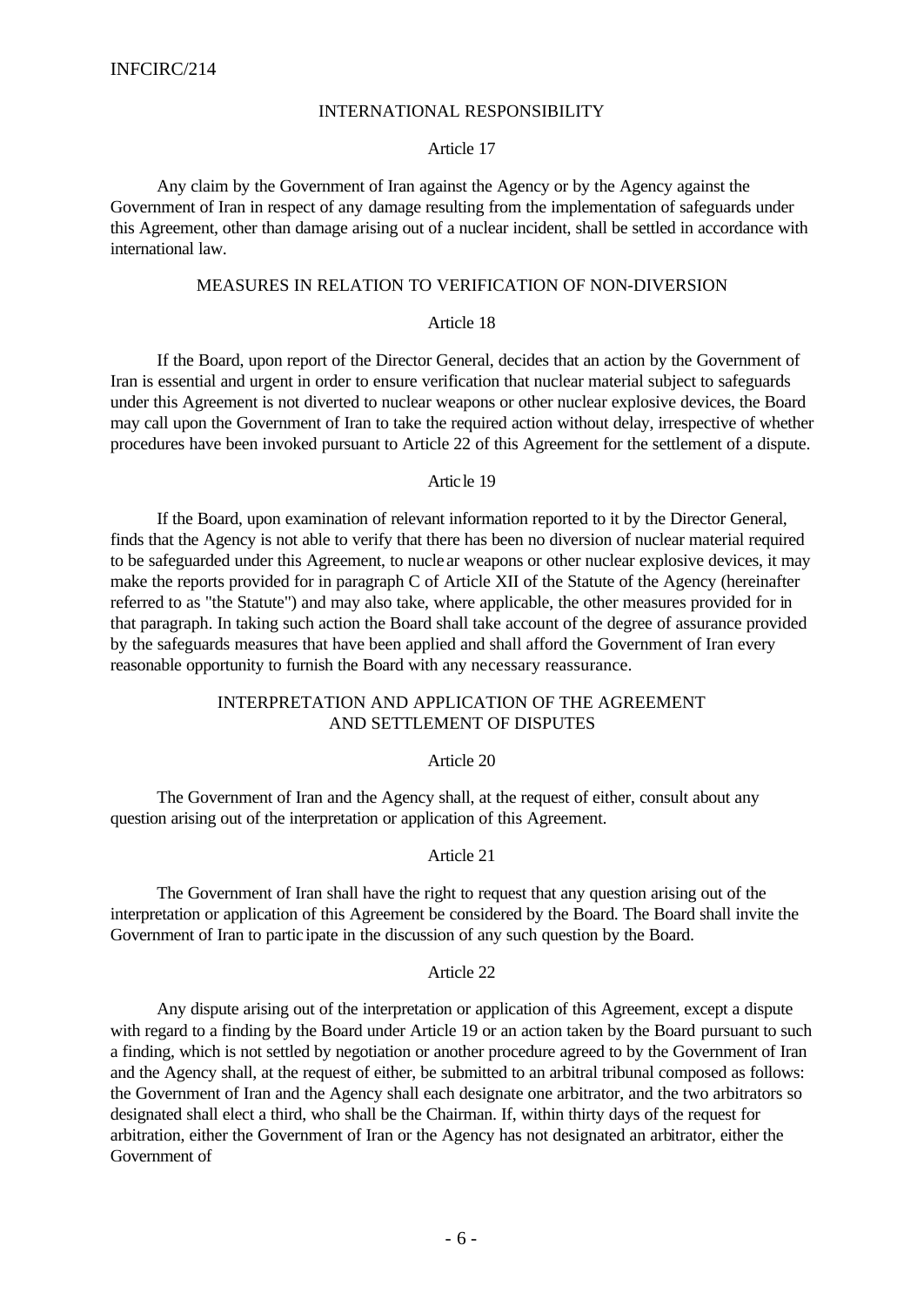## INTERNATIONAL RESPONSIBILITY

### Article 17

Any claim by the Government of Iran against the Agency or by the Agency against the Government of Iran in respect of any damage resulting from the implementation of safeguards under this Agreement, other than damage arising out of a nuclear incident, shall be settled in accordance with international law.

## MEASURES IN RELATION TO VERIFICATION OF NON-DIVERSION

### Article 18

If the Board, upon report of the Director General, decides that an action by the Government of Iran is essential and urgent in order to ensure verification that nuclear material subject to safeguards under this Agreement is not diverted to nuclear weapons or other nuclear explosive devices, the Board may call upon the Government of Iran to take the required action without delay, irrespective of whether procedures have been invoked pursuant to Article 22 of this Agreement for the settlement of a dispute.

### Article 19

If the Board, upon examination of relevant information reported to it by the Director General, finds that the Agency is not able to verify that there has been no diversion of nuclear material required to be safeguarded under this Agreement, to nuclear weapons or other nuclear explosive devices, it may make the reports provided for in paragraph C of Article XII of the Statute of the Agency (hereinafter referred to as "the Statute") and may also take, where applicable, the other measures provided for in that paragraph. In taking such action the Board shall take account of the degree of assurance provided by the safeguards measures that have been applied and shall afford the Government of Iran every reasonable opportunity to furnish the Board with any necessary reassurance.

## INTERPRETATION AND APPLICATION OF THE AGREEMENT AND SETTLEMENT OF DISPUTES

### Article 20

The Government of Iran and the Agency shall, at the request of either, consult about any question arising out of the interpretation or application of this Agreement.

### Article 21

The Government of Iran shall have the right to request that any question arising out of the interpretation or application of this Agreement be considered by the Board. The Board shall invite the Government of Iran to participate in the discussion of any such question by the Board.

### Article 22

Any dispute arising out of the interpretation or application of this Agreement, except a dispute with regard to a finding by the Board under Article 19 or an action taken by the Board pursuant to such a finding, which is not settled by negotiation or another procedure agreed to by the Government of Iran and the Agency shall, at the request of either, be submitted to an arbitral tribunal composed as follows: the Government of Iran and the Agency shall each designate one arbitrator, and the two arbitrators so designated shall elect a third, who shall be the Chairman. If, within thirty days of the request for arbitration, either the Government of Iran or the Agency has not designated an arbitrator, either the Government of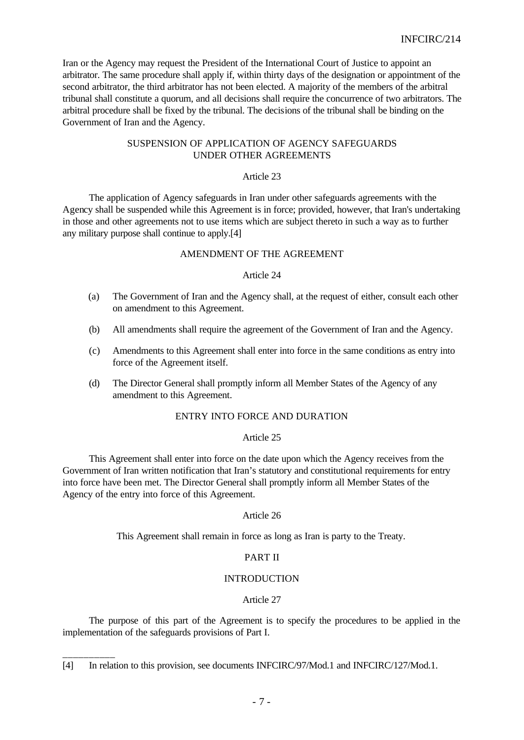Iran or the Agency may request the President of the International Court of Justice to appoint an arbitrator. The same procedure shall apply if, within thirty days of the designation or appointment of the second arbitrator, the third arbitrator has not been elected. A majority of the members of the arbitral tribunal shall constitute a quorum, and all decisions shall require the concurrence of two arbitrators. The arbitral procedure shall be fixed by the tribunal. The decisions of the tribunal shall be binding on the Government of Iran and the Agency.

## SUSPENSION OF APPLICATION OF AGENCY SAFEGUARDS UNDER OTHER AGREEMENTS

### Article 23

The application of Agency safeguards in Iran under other safeguards agreements with the Agency shall be suspended while this Agreement is in force; provided, however, that Iran's undertaking in those and other agreements not to use items which are subject thereto in such a way as to further any military purpose shall continue to apply.[4]

## AMENDMENT OF THE AGREEMENT

### Article 24

(a) The Government of Iran and the Agency shall, at the request of either, consult each other on amendment to this Agreement.

(b) All amendments shall require the agreement of the Government of Iran and the Agency.

(c) Amendments to this Agreement shall enter into force in the same conditions as entry into force of the Agreement itself.

(d) The Director General shall promptly inform all Member States of the Agency of any amendment to this Agreement.

## ENTRY INTO FORCE AND DURATION

### Article 25

This Agreement shall enter into force on the date upon which the Agency receives from the Government of Iran written notification that Iran's statutory and constitutional requirements for entry into force have been met. The Director General shall promptly inform all Member States of the Agency of the entry into force of this Agreement.

### Article 26

This Agreement shall remain in force as long as Iran is party to the Treaty.

# PART II

## INTRODUCTION

### Article 27

The purpose of this part of the Agreement is to specify the procedures to be applied in the implementation of the safeguards provisions of Part I.

---

[4] In relation to this provision, see documents INFCIRC/97/Mod.1 and INFCIRC/127/Mod.1.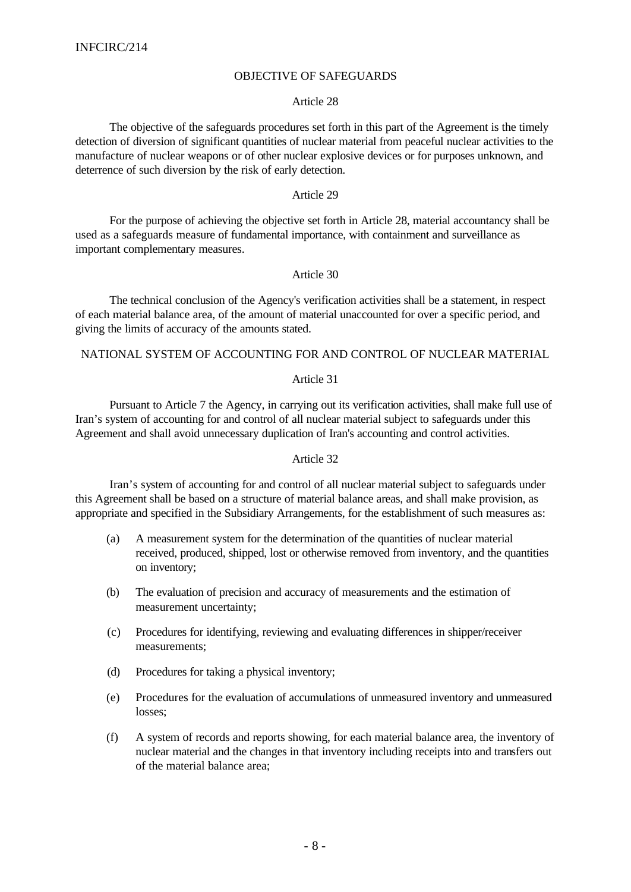## OBJECTIVE OF SAFEGUARDS

### Article 28

The objective of the safeguards procedures set forth in this part of the Agreement is the timely detection of diversion of significant quantities of nuclear material from peaceful nuclear activities to the manufacture of nuclear weapons or of other nuclear explosive devices or for purposes unknown, and deterrence of such diversion by the risk of early detection.

### Article 29

For the purpose of achieving the objective set forth in Article 28, material accountancy shall be used as a safeguards measure of fundamental importance, with containment and surveillance as important complementary measures.

### Article 30

The technical conclusion of the Agency's verification activities shall be a statement, in respect of each material balance area, of the amount of material unaccounted for over a specific period, and giving the limits of accuracy of the amounts stated.

## NATIONAL SYSTEM OF ACCOUNTING FOR AND CONTROL OF NUCLEAR MATERIAL

### Article 31

Pursuant to Article 7 the Agency, in carrying out its verification activities, shall make full use of Iran's system of accounting for and control of all nuclear material subject to safeguards under this Agreement and shall avoid unnecessary duplication of Iran's accounting and control activities.

### Article 32

Iran's system of accounting for and control of all nuclear material subject to safeguards under this Agreement shall be based on a structure of material balance areas, and shall make provision, as appropriate and specified in the Subsidiary Arrangements, for the establishment of such measures as:

(a) A measurement system for the determination of the quantities of nuclear material received, produced, shipped, lost or otherwise removed from inventory, and the quantities on inventory;

(b) The evaluation of precision and accuracy of measurements and the estimation of measurement uncertainty;

(c) Procedures for identifying, reviewing and evaluating differences in shipper/receiver measurements;

(d) Procedures for taking a physical inventory;

(e) Procedures for the evaluation of accumulations of unmeasured inventory and unmeasured losses;

(f) A system of records and reports showing, for each material balance area, the inventory of nuclear material and the changes in that inventory including receipts into and transfers out of the material balance area;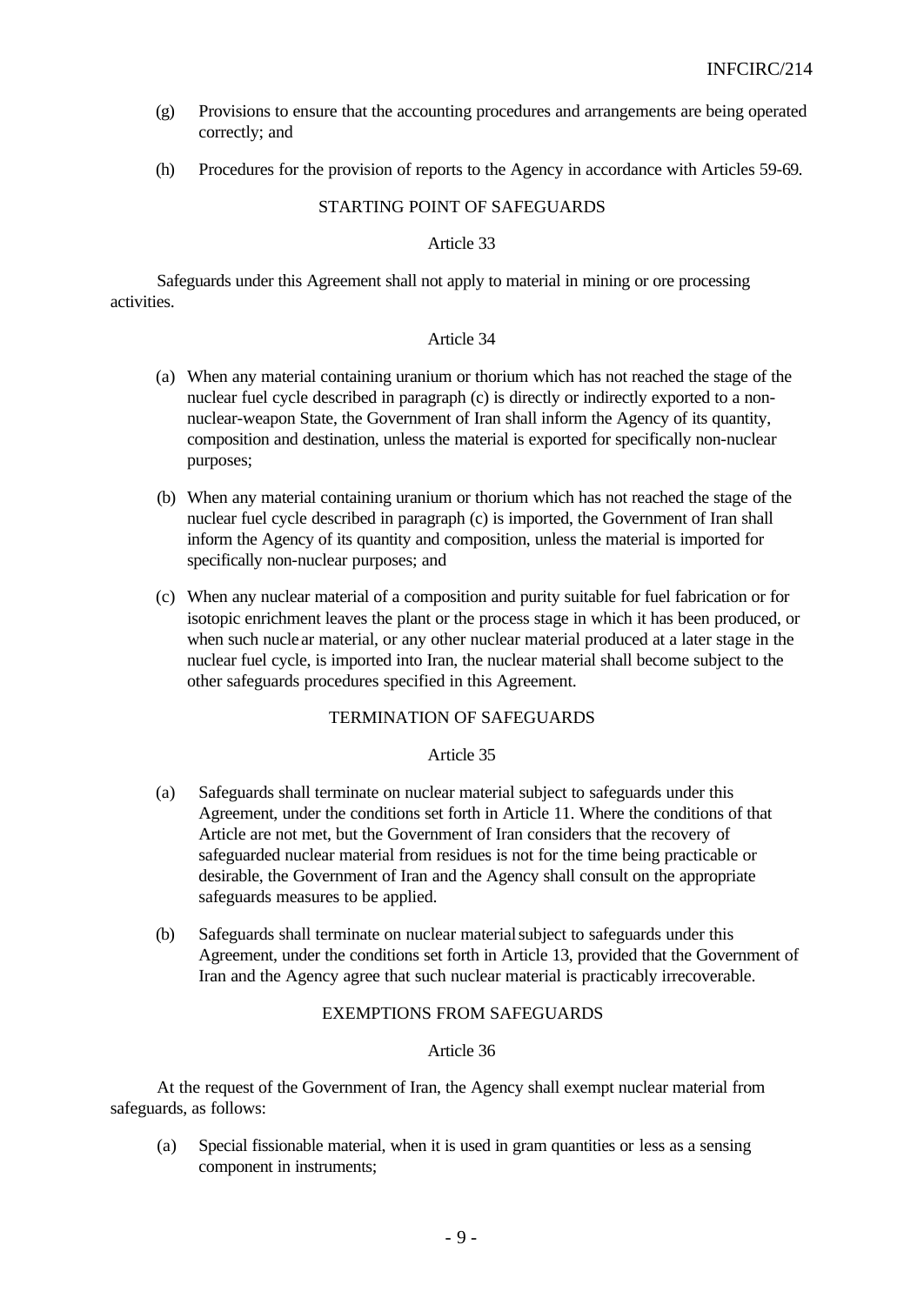(g) Provisions to ensure that the accounting procedures and arrangements are being operated correctly; and

(h) Procedures for the provision of reports to the Agency in accordance with Articles 59-69.

## STARTING POINT OF SAFEGUARDS

### Article 33

Safeguards under this Agreement shall not apply to material in mining or ore processing activities.

### Article 34

(a) When any material containing uranium or thorium which has not reached the stage of the nuclear fuel cycle described in paragraph (c) is directly or indirectly exported to a non-nuclear-weapon State, the Government of Iran shall inform the Agency of its quantity, composition and destination, unless the material is exported for specifically non-nuclear purposes;

(b) When any material containing uranium or thorium which has not reached the stage of the nuclear fuel cycle described in paragraph (c) is imported, the Government of Iran shall inform the Agency of its quantity and composition, unless the material is imported for specifically non-nuclear purposes; and

(c) When any nuclear material of a composition and purity suitable for fuel fabrication or for isotopic enrichment leaves the plant or the process stage in which it has been produced, or when such nuclear material, or any other nuclear material produced at a later stage in the nuclear fuel cycle, is imported into Iran, the nuclear material shall become subject to the other safeguards procedures specified in this Agreement.

## TERMINATION OF SAFEGUARDS

### Article 35

(a) Safeguards shall terminate on nuclear material subject to safeguards under this Agreement, under the conditions set forth in Article 11. Where the conditions of that Article are not met, but the Government of Iran considers that the recovery of safeguarded nuclear material from residues is not for the time being practicable or desirable, the Government of Iran and the Agency shall consult on the appropriate safeguards measures to be applied.

(b) Safeguards shall terminate on nuclear material subject to safeguards under this Agreement, under the conditions set forth in Article 13, provided that the Government of Iran and the Agency agree that such nuclear material is practicably irrecoverable.

## EXEMPTIONS FROM SAFEGUARDS

### Article 36

At the request of the Government of Iran, the Agency shall exempt nuclear material from safeguards, as follows:

(a) Special fissionable material, when it is used in gram quantities or less as a sensing component in instruments;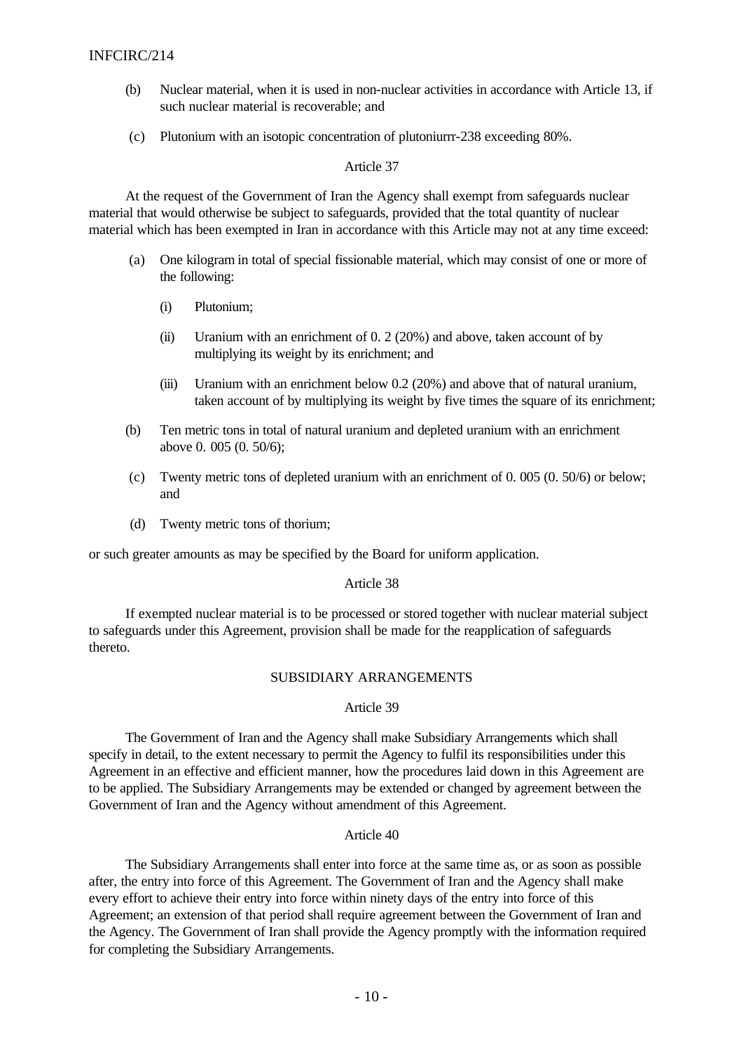(b) Nuclear material, when it is used in non-nuclear activities in accordance with Article 13, if such nuclear material is recoverable; and

(c) Plutonium with an isotopic concentration of plutoniurrr-238 exceeding 80%.

Article 37

At the request of the Government of Iran the Agency shall exempt from safeguards nuclear material that would otherwise be subject to safeguards, provided that the total quantity of nuclear material which has been exempted in Iran in accordance with this Article may not at any time exceed:

(a) One kilogram in total of special fissionable material, which may consist of one or more of the following:

(i) Plutonium;

(ii) Uranium with an enrichment of 0. 2 (20%) and above, taken account of by multiplying its weight by its enrichment; and

(iii) Uranium with an enrichment below 0.2 (20%) and above that of natural uranium, taken account of by multiplying its weight by five times the square of its enrichment;

(b) Ten metric tons in total of natural uranium and depleted uranium with an enrichment above 0. 005 (0. 50/6);

(c) Twenty metric tons of depleted uranium with an enrichment of 0. 005 (0. 50/6) or below; and

(d) Twenty metric tons of thorium;

or such greater amounts as may be specified by the Board for uniform application.

Article 38

If exempted nuclear material is to be processed or stored together with nuclear material subject to safeguards under this Agreement, provision shall be made for the reapplication of safeguards thereto.

SUBSIDIARY ARRANGEMENTS

Article 39

The Government of Iran and the Agency shall make Subsidiary Arrangements which shall specify in detail, to the extent necessary to permit the Agency to fulfil its responsibilities under this Agreement in an effective and efficient manner, how the procedures laid down in this Agreement are to be applied. The Subsidiary Arrangements may be extended or changed by agreement between the Government of Iran and the Agency without amendment of this Agreement.

Article 40

The Subsidiary Arrangements shall enter into force at the same time as, or as soon as possible after, the entry into force of this Agreement. The Government of Iran and the Agency shall make every effort to achieve their entry into force within ninety days of the entry into force of this Agreement; an extension of that period shall require agreement between the Government of Iran and the Agency. The Government of Iran shall provide the Agency promptly with the information required for completing the Subsidiary Arrangements.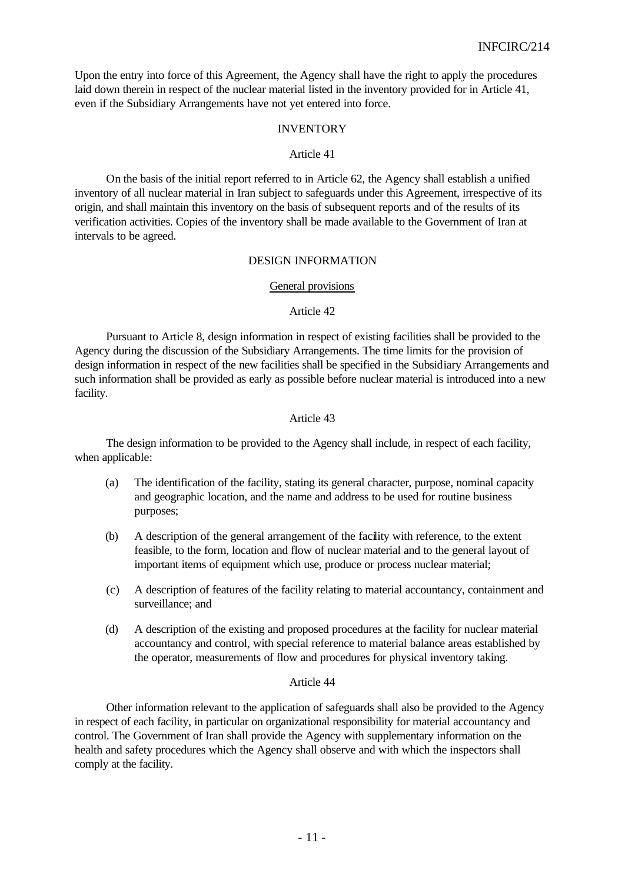Upon the entry into force of this Agreement, the Agency shall have the right to apply the procedures laid down therein in respect of the nuclear material listed in the inventory provided for in Article 41, even if the Subsidiary Arrangements have not yet entered into force.

## INVENTORY

### Article 41

On the basis of the initial report referred to in Article 62, the Agency shall establish a unified inventory of all nuclear material in Iran subject to safeguards under this Agreement, irrespective of its origin, and shall maintain this inventory on the basis of subsequent reports and of the results of its verification activities. Copies of the inventory shall be made available to the Government of Iran at intervals to be agreed.

## DESIGN INFORMATION

<u>General provisions</u>

### Article 42

Pursuant to Article 8, design information in respect of existing facilities shall be provided to the Agency during the discussion of the Subsidiary Arrangements. The time limits for the provision of design information in respect of the new facilities shall be specified in the Subsidiary Arrangements and such information shall be provided as early as possible before nuclear material is introduced into a new facility.

### Article 43

The design information to be provided to the Agency shall include, in respect of each facility, when applicable:

(a) The identification of the facility, stating its general character, purpose, nominal capacity and geographic location, and the name and address to be used for routine business purposes;

(b) A description of the general arrangement of the facility with reference, to the extent feasible, to the form, location and flow of nuclear material and to the general layout of important items of equipment which use, produce or process nuclear material;

(c) A description of features of the facility relating to material accountancy, containment and surveillance; and

(d) A description of the existing and proposed procedures at the facility for nuclear material accountancy and control, with special reference to material balance areas established by the operator, measurements of flow and procedures for physical inventory taking.

### Article 44

Other information relevant to the application of safeguards shall also be provided to the Agency in respect of each facility, in particular on organizational responsibility for material accountancy and control. The Government of Iran shall provide the Agency with supplementary information on the health and safety procedures which the Agency shall observe and with which the inspectors shall comply at the facility.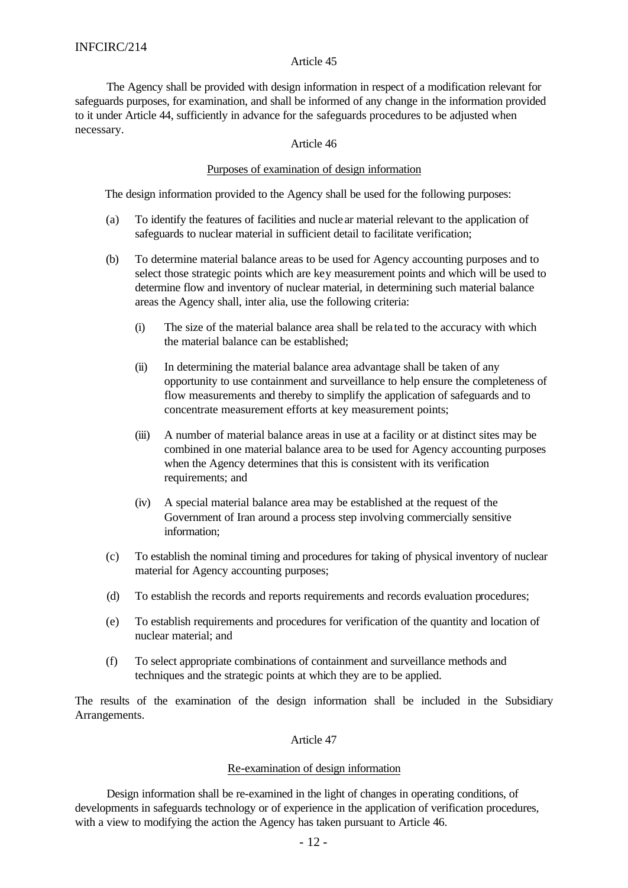### Article 45

The Agency shall be provided with design information in respect of a modification relevant for safeguards purposes, for examination, and shall be informed of any change in the information provided to it under Article 44, sufficiently in advance for the safeguards procedures to be adjusted when necessary.

### Article 46

#### Purposes of examination of design information

The design information provided to the Agency shall be used for the following purposes:

(a) To identify the features of facilities and nuclear material relevant to the application of safeguards to nuclear material in sufficient detail to facilitate verification;

(b) To determine material balance areas to be used for Agency accounting purposes and to select those strategic points which are key measurement points and which will be used to determine flow and inventory of nuclear material, in determining such material balance areas the Agency shall, inter alia, use the following criteria:

  (i) The size of the material balance area shall be related to the accuracy with which the material balance can be established;

  (ii) In determining the material balance area advantage shall be taken of any opportunity to use containment and surveillance to help ensure the completeness of flow measurements and thereby to simplify the application of safeguards and to concentrate measurement efforts at key measurement points;

  (iii) A number of material balance areas in use at a facility or at distinct sites may be combined in one material balance area to be used for Agency accounting purposes when the Agency determines that this is consistent with its verification requirements; and

  (iv) A special material balance area may be established at the request of the Government of Iran around a process step involving commercially sensitive information;

(c) To establish the nominal timing and procedures for taking of physical inventory of nuclear material for Agency accounting purposes;

(d) To establish the records and reports requirements and records evaluation procedures;

(e) To establish requirements and procedures for verification of the quantity and location of nuclear material; and

(f) To select appropriate combinations of containment and surveillance methods and techniques and the strategic points at which they are to be applied.

The results of the examination of the design information shall be included in the Subsidiary Arrangements.

### Article 47

#### Re-examination of design information

Design information shall be re-examined in the light of changes in operating conditions, of developments in safeguards technology or of experience in the application of verification procedures, with a view to modifying the action the Agency has taken pursuant to Article 46.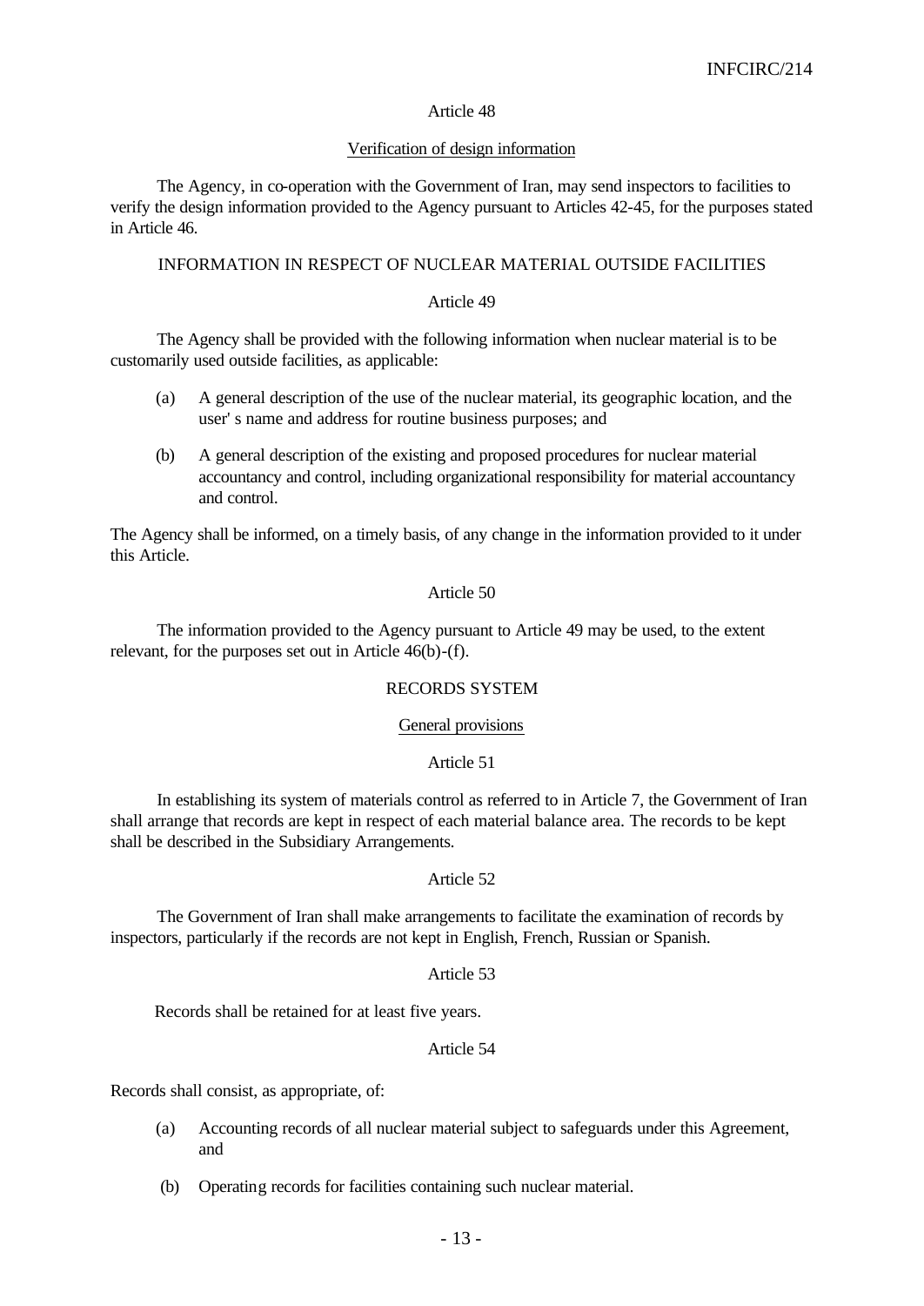Article 48

Verification of design information

The Agency, in co-operation with the Government of Iran, may send inspectors to facilities to verify the design information provided to the Agency pursuant to Articles 42-45, for the purposes stated in Article 46.

INFORMATION IN RESPECT OF NUCLEAR MATERIAL OUTSIDE FACILITIES

Article 49

The Agency shall be provided with the following information when nuclear material is to be customarily used outside facilities, as applicable:

(a) A general description of the use of the nuclear material, its geographic location, and the user' s name and address for routine business purposes; and

(b) A general description of the existing and proposed procedures for nuclear material accountancy and control, including organizational responsibility for material accountancy and control.

The Agency shall be informed, on a timely basis, of any change in the information provided to it under this Article.

Article 50

The information provided to the Agency pursuant to Article 49 may be used, to the extent relevant, for the purposes set out in Article 46(b)-(f).

RECORDS SYSTEM

General provisions

Article 51

In establishing its system of materials control as referred to in Article 7, the Government of Iran shall arrange that records are kept in respect of each material balance area. The records to be kept shall be described in the Subsidiary Arrangements.

Article 52

The Government of Iran shall make arrangements to facilitate the examination of records by inspectors, particularly if the records are not kept in English, French, Russian or Spanish.

Article 53

Records shall be retained for at least five years.

Article 54

Records shall consist, as appropriate, of:

(a) Accounting records of all nuclear material subject to safeguards under this Agreement, and

(b) Operating records for facilities containing such nuclear material.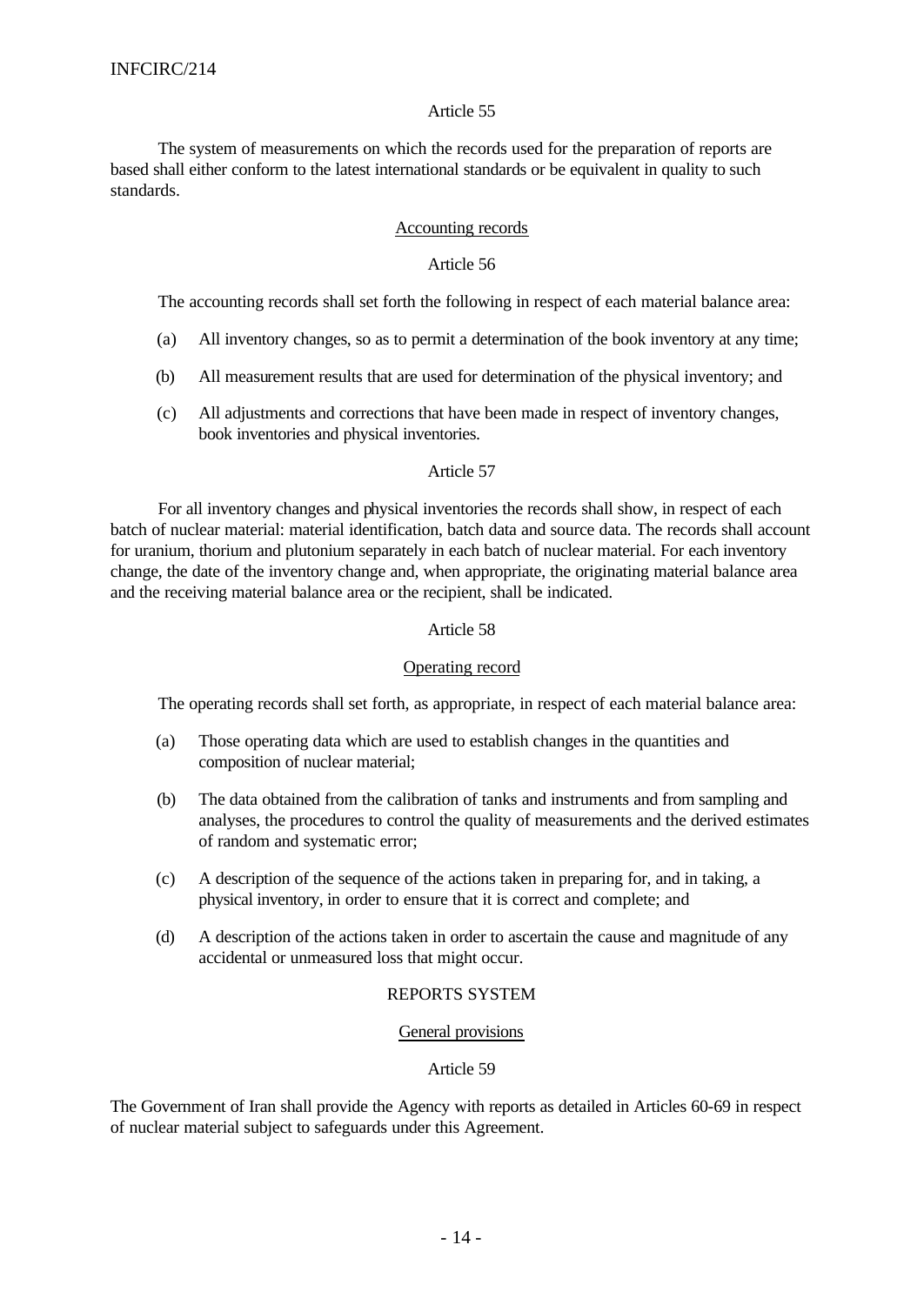Article 55

The system of measurements on which the records used for the preparation of reports are based shall either conform to the latest international standards or be equivalent in quality to such standards.

Accounting records

Article 56

The accounting records shall set forth the following in respect of each material balance area:

(a) All inventory changes, so as to permit a determination of the book inventory at any time;

(b) All measurement results that are used for determination of the physical inventory; and

(c) All adjustments and corrections that have been made in respect of inventory changes, book inventories and physical inventories.

Article 57

For all inventory changes and physical inventories the records shall show, in respect of each batch of nuclear material: material identification, batch data and source data. The records shall account for uranium, thorium and plutonium separately in each batch of nuclear material. For each inventory change, the date of the inventory change and, when appropriate, the originating material balance area and the receiving material balance area or the recipient, shall be indicated.

Article 58

Operating record

The operating records shall set forth, as appropriate, in respect of each material balance area:

(a) Those operating data which are used to establish changes in the quantities and composition of nuclear material;

(b) The data obtained from the calibration of tanks and instruments and from sampling and analyses, the procedures to control the quality of measurements and the derived estimates of random and systematic error;

(c) A description of the sequence of the actions taken in preparing for, and in taking, a physical inventory, in order to ensure that it is correct and complete; and

(d) A description of the actions taken in order to ascertain the cause and magnitude of any accidental or unmeasured loss that might occur.

REPORTS SYSTEM

General provisions

Article 59

The Government of Iran shall provide the Agency with reports as detailed in Articles 60-69 in respect of nuclear material subject to safeguards under this Agreement.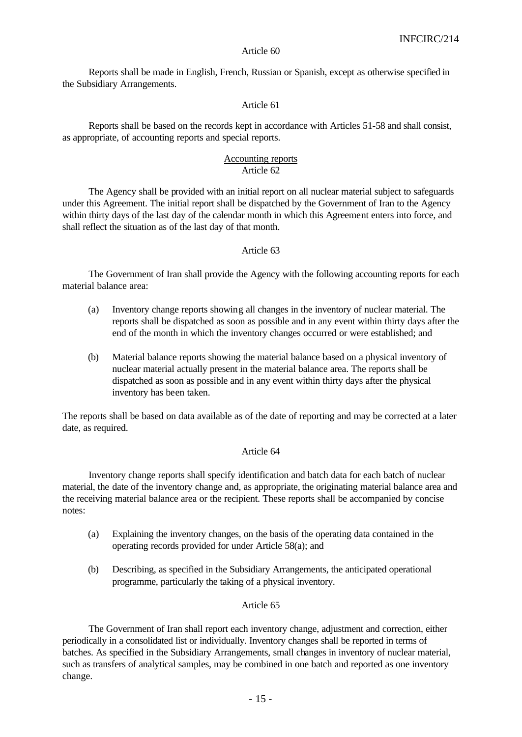Article 60

Reports shall be made in English, French, Russian or Spanish, except as otherwise specified in the Subsidiary Arrangements.

Article 61

Reports shall be based on the records kept in accordance with Articles 51-58 and shall consist, as appropriate, of accounting reports and special reports.

Accounting reports

Article 62

The Agency shall be provided with an initial report on all nuclear material subject to safeguards under this Agreement. The initial report shall be dispatched by the Government of Iran to the Agency within thirty days of the last day of the calendar month in which this Agreement enters into force, and shall reflect the situation as of the last day of that month.

Article 63

The Government of Iran shall provide the Agency with the following accounting reports for each material balance area:

(a) Inventory change reports showing all changes in the inventory of nuclear material. The reports shall be dispatched as soon as possible and in any event within thirty days after the end of the month in which the inventory changes occurred or were established; and

(b) Material balance reports showing the material balance based on a physical inventory of nuclear material actually present in the material balance area. The reports shall be dispatched as soon as possible and in any event within thirty days after the physical inventory has been taken.

The reports shall be based on data available as of the date of reporting and may be corrected at a later date, as required.

Article 64

Inventory change reports shall specify identification and batch data for each batch of nuclear material, the date of the inventory change and, as appropriate, the originating material balance area and the receiving material balance area or the recipient. These reports shall be accompanied by concise notes:

(a) Explaining the inventory changes, on the basis of the operating data contained in the operating records provided for under Article 58(a); and

(b) Describing, as specified in the Subsidiary Arrangements, the anticipated operational programme, particularly the taking of a physical inventory.

Article 65

The Government of Iran shall report each inventory change, adjustment and correction, either periodically in a consolidated list or individually. Inventory changes shall be reported in terms of batches. As specified in the Subsidiary Arrangements, small changes in inventory of nuclear material, such as transfers of analytical samples, may be combined in one batch and reported as one inventory change.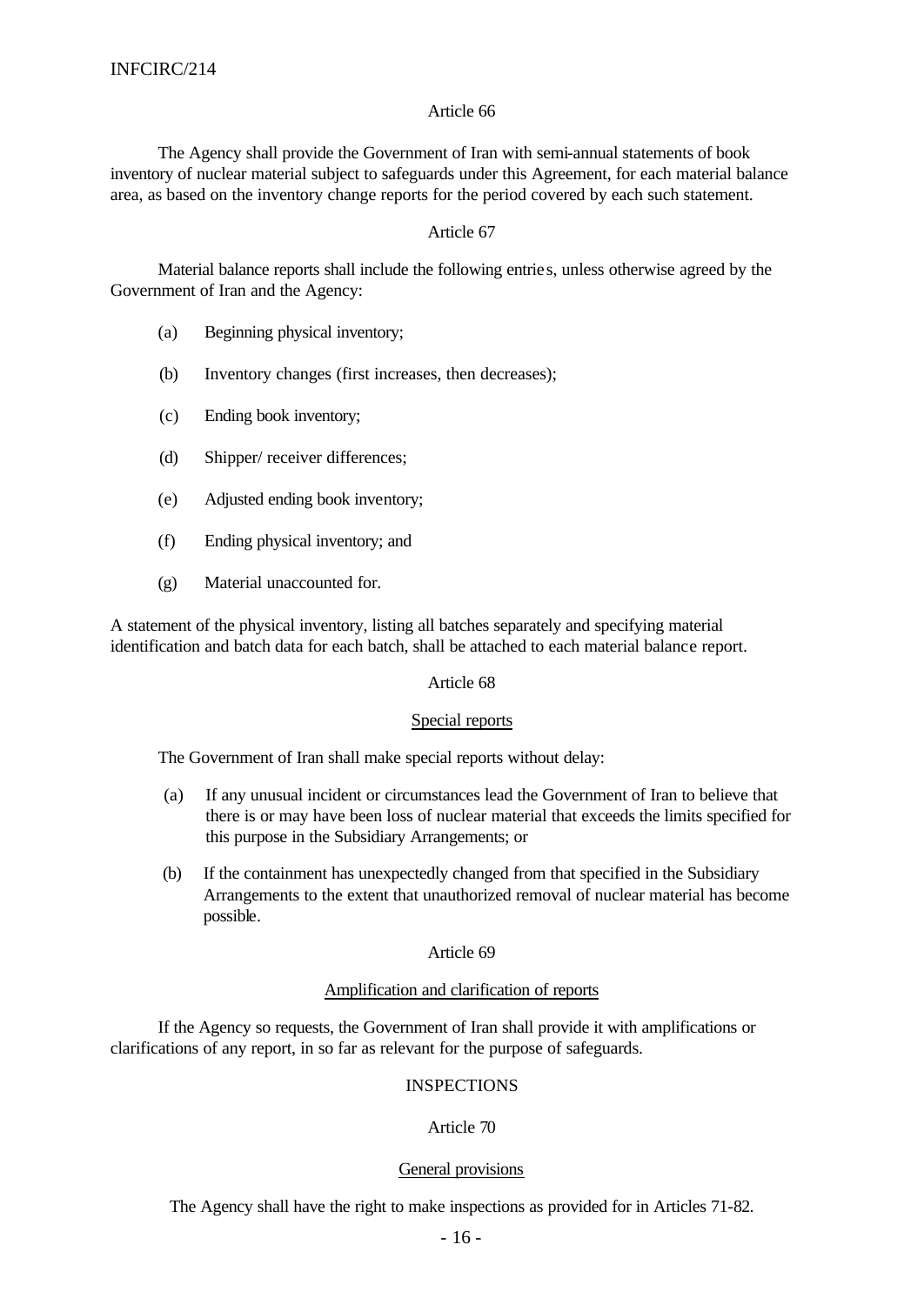Article 66

The Agency shall provide the Government of Iran with semi-annual statements of book inventory of nuclear material subject to safeguards under this Agreement, for each material balance area, as based on the inventory change reports for the period covered by each such statement.

Article 67

Material balance reports shall include the following entries, unless otherwise agreed by the Government of Iran and the Agency:

(a) Beginning physical inventory;

(b) Inventory changes (first increases, then decreases);

(c) Ending book inventory;

(d) Shipper/ receiver differences;

(e) Adjusted ending book inventory;

(f) Ending physical inventory; and

(g) Material unaccounted for.

A statement of the physical inventory, listing all batches separately and specifying material identification and batch data for each batch, shall be attached to each material balance report.

Article 68

Special reports

The Government of Iran shall make special reports without delay:

(a) If any unusual incident or circumstances lead the Government of Iran to believe that there is or may have been loss of nuclear material that exceeds the limits specified for this purpose in the Subsidiary Arrangements; or

(b) If the containment has unexpectedly changed from that specified in the Subsidiary Arrangements to the extent that unauthorized removal of nuclear material has become possible.

Article 69

Amplification and clarification of reports

If the Agency so requests, the Government of Iran shall provide it with amplifications or clarifications of any report, in so far as relevant for the purpose of safeguards.

INSPECTIONS

Article 70

General provisions

The Agency shall have the right to make inspections as provided for in Articles 71-82.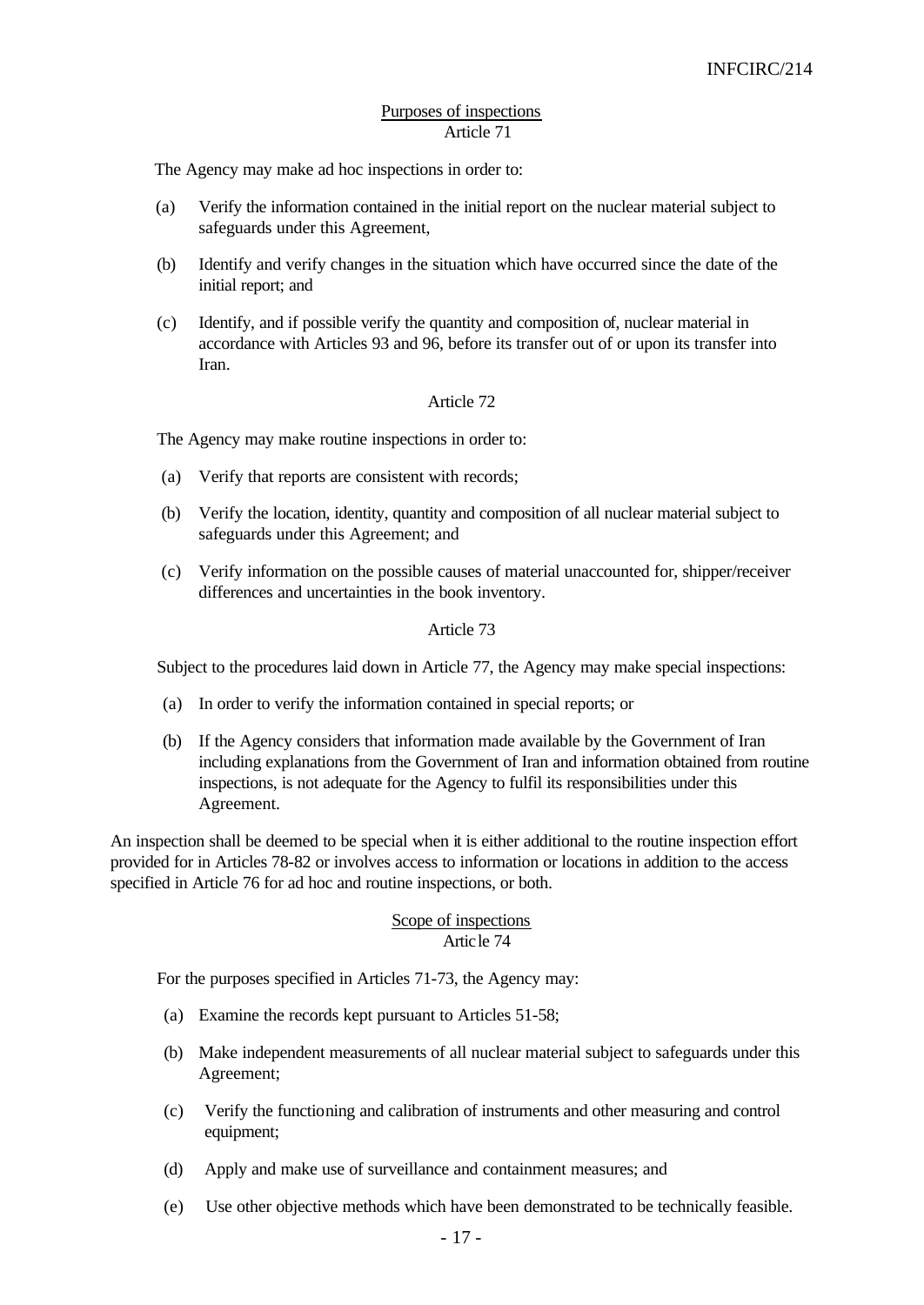Purposes of inspections

Article 71

The Agency may make ad hoc inspections in order to:

(a) Verify the information contained in the initial report on the nuclear material subject to safeguards under this Agreement,

(b) Identify and verify changes in the situation which have occurred since the date of the initial report; and

(c) Identify, and if possible verify the quantity and composition of, nuclear material in accordance with Articles 93 and 96, before its transfer out of or upon its transfer into Iran.

Article 72

The Agency may make routine inspections in order to:

(a) Verify that reports are consistent with records;

(b) Verify the location, identity, quantity and composition of all nuclear material subject to safeguards under this Agreement; and

(c) Verify information on the possible causes of material unaccounted for, shipper/receiver differences and uncertainties in the book inventory.

Article 73

Subject to the procedures laid down in Article 77, the Agency may make special inspections:

(a) In order to verify the information contained in special reports; or

(b) If the Agency considers that information made available by the Government of Iran including explanations from the Government of Iran and information obtained from routine inspections, is not adequate for the Agency to fulfil its responsibilities under this Agreement.

An inspection shall be deemed to be special when it is either additional to the routine inspection effort provided for in Articles 78-82 or involves access to information or locations in addition to the access specified in Article 76 for ad hoc and routine inspections, or both.

Scope of inspections

Article 74

For the purposes specified in Articles 71-73, the Agency may:

(a) Examine the records kept pursuant to Articles 51-58;

(b) Make independent measurements of all nuclear material subject to safeguards under this Agreement;

(c) Verify the functioning and calibration of instruments and other measuring and control equipment;

(d) Apply and make use of surveillance and containment measures; and

(e) Use other objective methods which have been demonstrated to be technically feasible.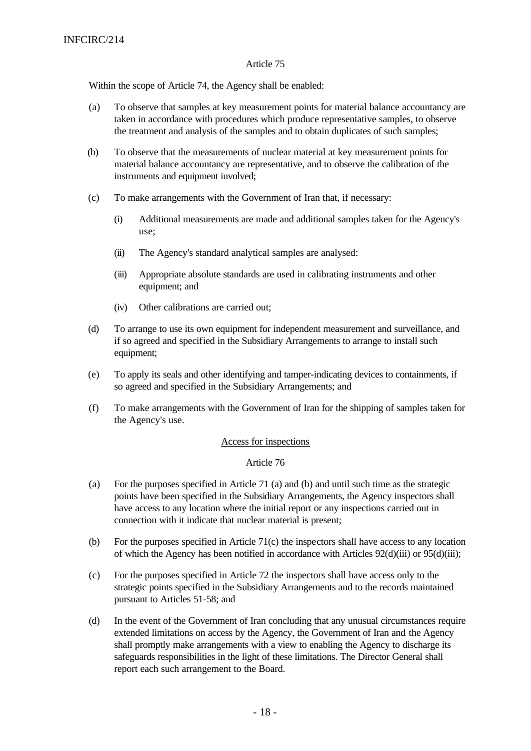Article 75

Within the scope of Article 74, the Agency shall be enabled:

(a) To observe that samples at key measurement points for material balance accountancy are taken in accordance with procedures which produce representative samples, to observe the treatment and analysis of the samples and to obtain duplicates of such samples;

(b) To observe that the measurements of nuclear material at key measurement points for material balance accountancy are representative, and to observe the calibration of the instruments and equipment involved;

(c) To make arrangements with the Government of Iran that, if necessary:

    (i) Additional measurements are made and additional samples taken for the Agency's use;

    (ii) The Agency's standard analytical samples are analysed:

    (iii) Appropriate absolute standards are used in calibrating instruments and other equipment; and

    (iv) Other calibrations are carried out;

(d) To arrange to use its own equipment for independent measurement and surveillance, and if so agreed and specified in the Subsidiary Arrangements to arrange to install such equipment;

(e) To apply its seals and other identifying and tamper-indicating devices to containments, if so agreed and specified in the Subsidiary Arrangements; and

(f) To make arrangements with the Government of Iran for the shipping of samples taken for the Agency's use.

Access for inspections

Article 76

(a) For the purposes specified in Article 71 (a) and (b) and until such time as the strategic points have been specified in the Subsidiary Arrangements, the Agency inspectors shall have access to any location where the initial report or any inspections carried out in connection with it indicate that nuclear material is present;

(b) For the purposes specified in Article 71(c) the inspectors shall have access to any location of which the Agency has been notified in accordance with Articles 92(d)(iii) or 95(d)(iii);

(c) For the purposes specified in Article 72 the inspectors shall have access only to the strategic points specified in the Subsidiary Arrangements and to the records maintained pursuant to Articles 51-58; and

(d) In the event of the Government of Iran concluding that any unusual circumstances require extended limitations on access by the Agency, the Government of Iran and the Agency shall promptly make arrangements with a view to enabling the Agency to discharge its safeguards responsibilities in the light of these limitations. The Director General shall report each such arrangement to the Board.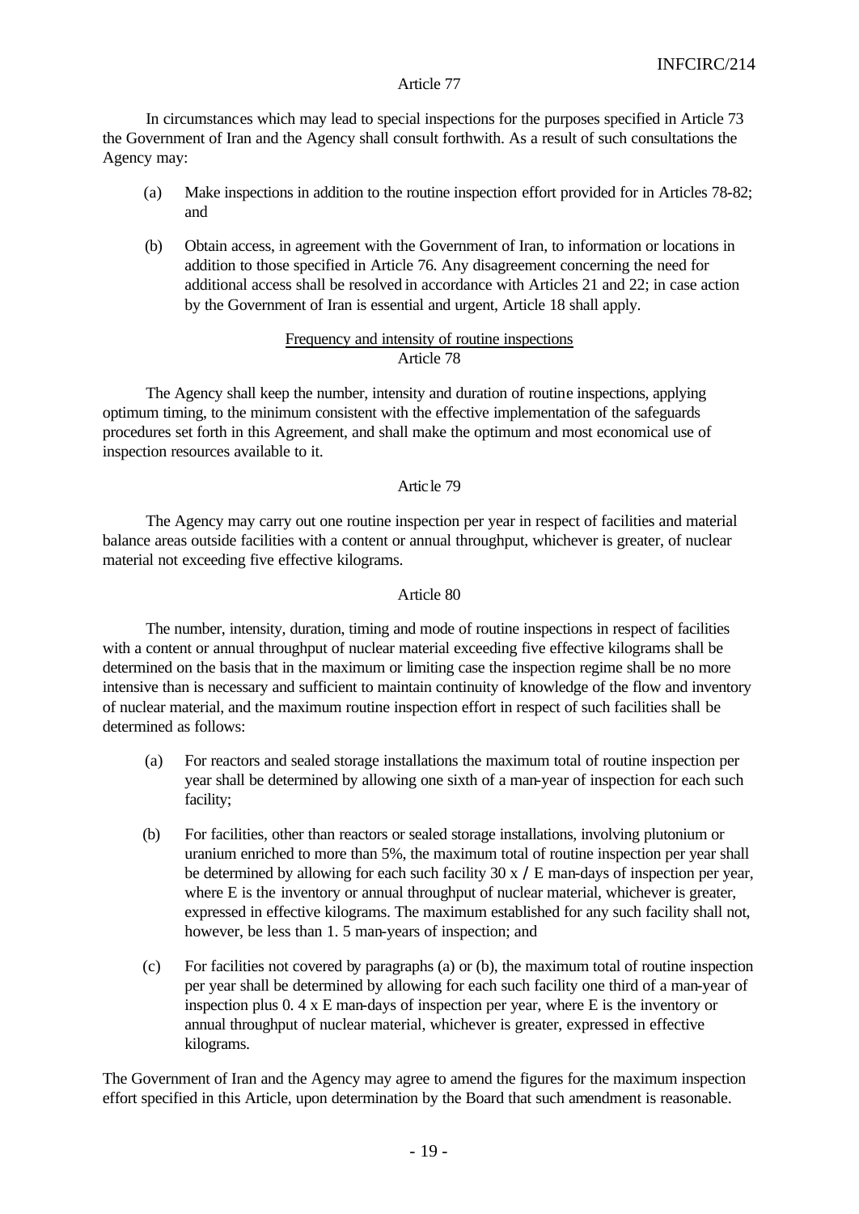### Article 77

In circumstances which may lead to special inspections for the purposes specified in Article 73 the Government of Iran and the Agency shall consult forthwith. As a result of such consultations the Agency may:

(a) Make inspections in addition to the routine inspection effort provided for in Articles 78-82; and

(b) Obtain access, in agreement with the Government of Iran, to information or locations in addition to those specified in Article 76. Any disagreement concerning the need for additional access shall be resolved in accordance with Articles 21 and 22; in case action by the Government of Iran is essential and urgent, Article 18 shall apply.

### Frequency and intensity of routine inspections

### Article 78

The Agency shall keep the number, intensity and duration of routine inspections, applying optimum timing, to the minimum consistent with the effective implementation of the safeguards procedures set forth in this Agreement, and shall make the optimum and most economical use of inspection resources available to it.

### Article 79

The Agency may carry out one routine inspection per year in respect of facilities and material balance areas outside facilities with a content or annual throughput, whichever is greater, of nuclear material not exceeding five effective kilograms.

### Article 80

The number, intensity, duration, timing and mode of routine inspections in respect of facilities with a content or annual throughput of nuclear material exceeding five effective kilograms shall be determined on the basis that in the maximum or limiting case the inspection regime shall be no more intensive than is necessary and sufficient to maintain continuity of knowledge of the flow and inventory of nuclear material, and the maximum routine inspection effort in respect of such facilities shall be determined as follows:

(a) For reactors and sealed storage installations the maximum total of routine inspection per year shall be determined by allowing one sixth of a man-year of inspection for each such facility;

(b) For facilities, other than reactors or sealed storage installations, involving plutonium or uranium enriched to more than 5%, the maximum total of routine inspection per year shall be determined by allowing for each such facility 30 x / E man-days of inspection per year, where E is the inventory or annual throughput of nuclear material, whichever is greater, expressed in effective kilograms. The maximum established for any such facility shall not, however, be less than 1. 5 man-years of inspection; and

(c) For facilities not covered by paragraphs (a) or (b), the maximum total of routine inspection per year shall be determined by allowing for each such facility one third of a man-year of inspection plus 0. 4 x E man-days of inspection per year, where E is the inventory or annual throughput of nuclear material, whichever is greater, expressed in effective kilograms.

The Government of Iran and the Agency may agree to amend the figures for the maximum inspection effort specified in this Article, upon determination by the Board that such amendment is reasonable.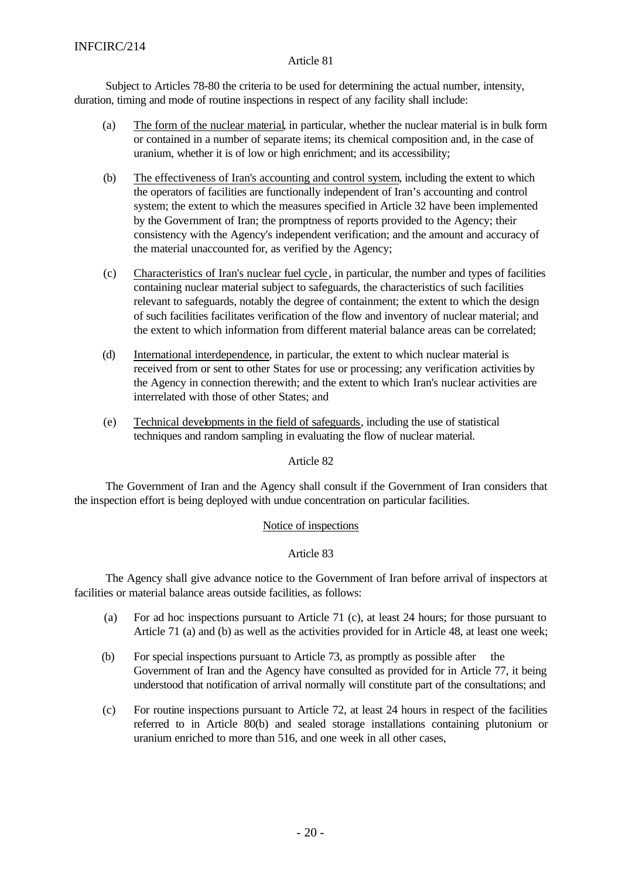Article 81

Subject to Articles 78-80 the criteria to be used for determining the actual number, intensity, duration, timing and mode of routine inspections in respect of any facility shall include:

(a) The form of the nuclear material, in particular, whether the nuclear material is in bulk form or contained in a number of separate items; its chemical composition and, in the case of uranium, whether it is of low or high enrichment; and its accessibility;

(b) The effectiveness of Iran's accounting and control system, including the extent to which the operators of facilities are functionally independent of Iran's accounting and control system; the extent to which the measures specified in Article 32 have been implemented by the Government of Iran; the promptness of reports provided to the Agency; their consistency with the Agency's independent verification; and the amount and accuracy of the material unaccounted for, as verified by the Agency;

(c) Characteristics of Iran's nuclear fuel cycle, in particular, the number and types of facilities containing nuclear material subject to safeguards, the characteristics of such facilities relevant to safeguards, notably the degree of containment; the extent to which the design of such facilities facilitates verification of the flow and inventory of nuclear material; and the extent to which information from different material balance areas can be correlated;

(d) International interdependence, in particular, the extent to which nuclear material is received from or sent to other States for use or processing; any verification activities by the Agency in connection therewith; and the extent to which Iran's nuclear activities are interrelated with those of other States; and

(e) Technical developments in the field of safeguards, including the use of statistical techniques and random sampling in evaluating the flow of nuclear material.

Article 82

The Government of Iran and the Agency shall consult if the Government of Iran considers that the inspection effort is being deployed with undue concentration on particular facilities.

Notice of inspections

Article 83

The Agency shall give advance notice to the Government of Iran before arrival of inspectors at facilities or material balance areas outside facilities, as follows:

(a) For ad hoc inspections pursuant to Article 71 (c), at least 24 hours; for those pursuant to Article 71 (a) and (b) as well as the activities provided for in Article 48, at least one week;

(b) For special inspections pursuant to Article 73, as promptly as possible after the Government of Iran and the Agency have consulted as provided for in Article 77, it being understood that notification of arrival normally will constitute part of the consultations; and

(c) For routine inspections pursuant to Article 72, at least 24 hours in respect of the facilities referred to in Article 80(b) and sealed storage installations containing plutonium or uranium enriched to more than 516, and one week in all other cases,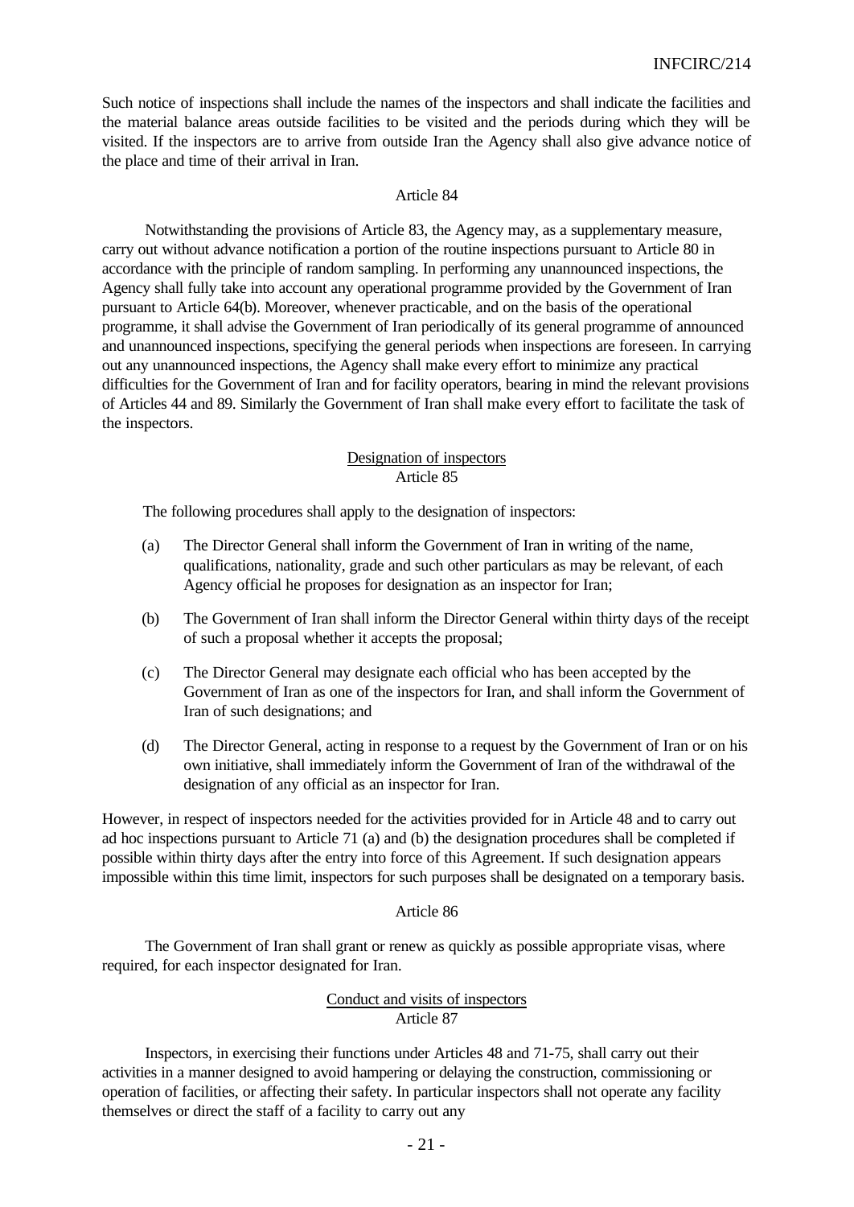Such notice of inspections shall include the names of the inspectors and shall indicate the facilities and the material balance areas outside facilities to be visited and the periods during which they will be visited. If the inspectors are to arrive from outside Iran the Agency shall also give advance notice of the place and time of their arrival in Iran.

Article 84

Notwithstanding the provisions of Article 83, the Agency may, as a supplementary measure, carry out without advance notification a portion of the routine inspections pursuant to Article 80 in accordance with the principle of random sampling. In performing any unannounced inspections, the Agency shall fully take into account any operational programme provided by the Government of Iran pursuant to Article 64(b). Moreover, whenever practicable, and on the basis of the operational programme, it shall advise the Government of Iran periodically of its general programme of announced and unannounced inspections, specifying the general periods when inspections are foreseen. In carrying out any unannounced inspections, the Agency shall make every effort to minimize any practical difficulties for the Government of Iran and for facility operators, bearing in mind the relevant provisions of Articles 44 and 89. Similarly the Government of Iran shall make every effort to facilitate the task of the inspectors.

Designation of inspectors
Article 85

The following procedures shall apply to the designation of inspectors:

(a) The Director General shall inform the Government of Iran in writing of the name, qualifications, nationality, grade and such other particulars as may be relevant, of each Agency official he proposes for designation as an inspector for Iran;

(b) The Government of Iran shall inform the Director General within thirty days of the receipt of such a proposal whether it accepts the proposal;

(c) The Director General may designate each official who has been accepted by the Government of Iran as one of the inspectors for Iran, and shall inform the Government of Iran of such designations; and

(d) The Director General, acting in response to a request by the Government of Iran or on his own initiative, shall immediately inform the Government of Iran of the withdrawal of the designation of any official as an inspector for Iran.

However, in respect of inspectors needed for the activities provided for in Article 48 and to carry out ad hoc inspections pursuant to Article 71 (a) and (b) the designation procedures shall be completed if possible within thirty days after the entry into force of this Agreement. If such designation appears impossible within this time limit, inspectors for such purposes shall be designated on a temporary basis.

Article 86

The Government of Iran shall grant or renew as quickly as possible appropriate visas, where required, for each inspector designated for Iran.

Conduct and visits of inspectors
Article 87

Inspectors, in exercising their functions under Articles 48 and 71-75, shall carry out their activities in a manner designed to avoid hampering or delaying the construction, commissioning or operation of facilities, or affecting their safety. In particular inspectors shall not operate any facility themselves or direct the staff of a facility to carry out any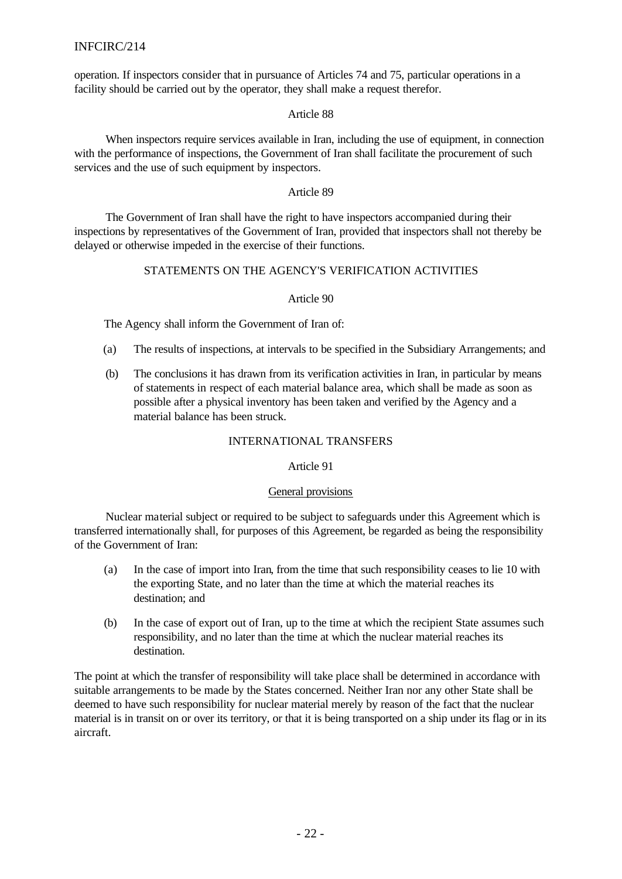operation. If inspectors consider that in pursuance of Articles 74 and 75, particular operations in a facility should be carried out by the operator, they shall make a request therefor.

Article 88

When inspectors require services available in Iran, including the use of equipment, in connection with the performance of inspections, the Government of Iran shall facilitate the procurement of such services and the use of such equipment by inspectors.

Article 89

The Government of Iran shall have the right to have inspectors accompanied during their inspections by representatives of the Government of Iran, provided that inspectors shall not thereby be delayed or otherwise impeded in the exercise of their functions.

## STATEMENTS ON THE AGENCY'S VERIFICATION ACTIVITIES

Article 90

The Agency shall inform the Government of Iran of:

(a) The results of inspections, at intervals to be specified in the Subsidiary Arrangements; and

(b) The conclusions it has drawn from its verification activities in Iran, in particular by means of statements in respect of each material balance area, which shall be made as soon as possible after a physical inventory has been taken and verified by the Agency and a material balance has been struck.

## INTERNATIONAL TRANSFERS

Article 91

General provisions

Nuclear material subject or required to be subject to safeguards under this Agreement which is transferred internationally shall, for purposes of this Agreement, be regarded as being the responsibility of the Government of Iran:

(a) In the case of import into Iran, from the time that such responsibility ceases to lie 10 with the exporting State, and no later than the time at which the material reaches its destination; and

(b) In the case of export out of Iran, up to the time at which the recipient State assumes such responsibility, and no later than the time at which the nuclear material reaches its destination.

The point at which the transfer of responsibility will take place shall be determined in accordance with suitable arrangements to be made by the States concerned. Neither Iran nor any other State shall be deemed to have such responsibility for nuclear material merely by reason of the fact that the nuclear material is in transit on or over its territory, or that it is being transported on a ship under its flag or in its aircraft.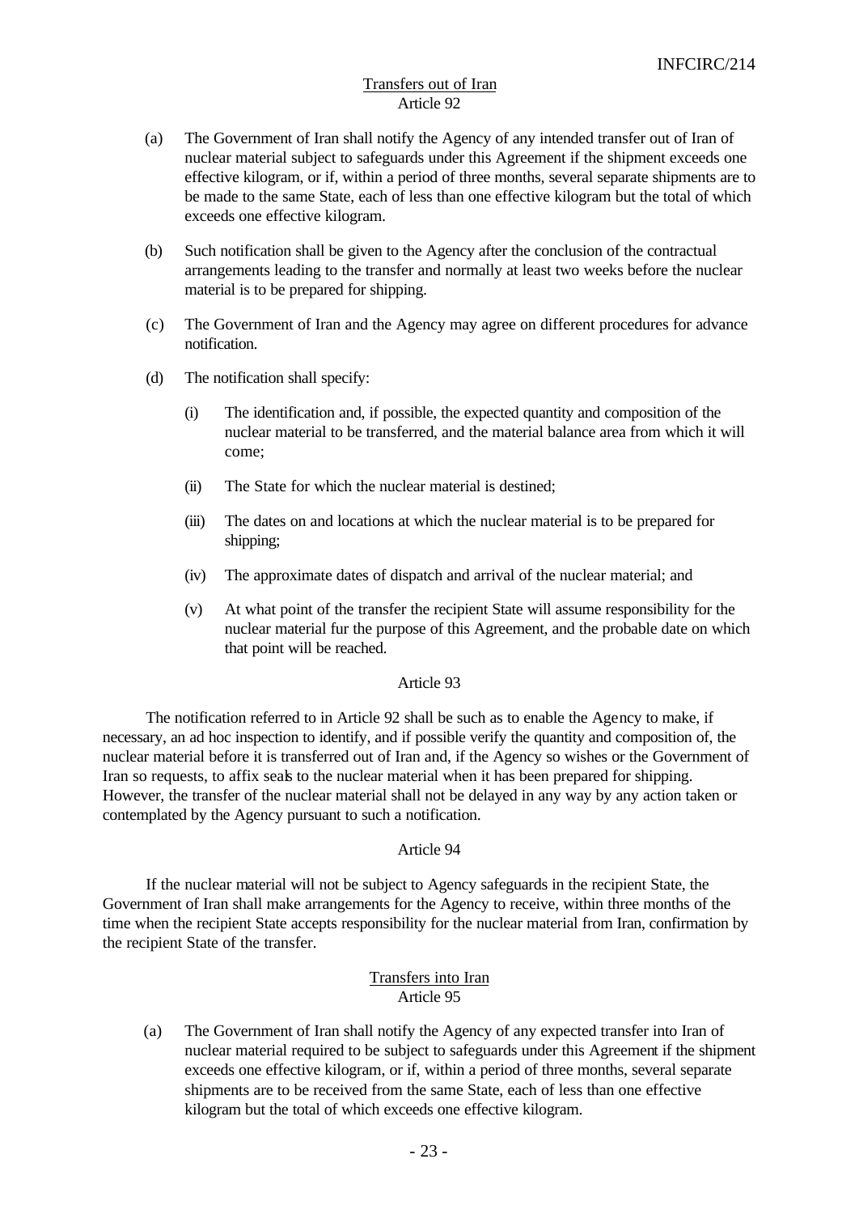Transfers out of Iran

Article 92

(a) The Government of Iran shall notify the Agency of any intended transfer out of Iran of nuclear material subject to safeguards under this Agreement if the shipment exceeds one effective kilogram, or if, within a period of three months, several separate shipments are to be made to the same State, each of less than one effective kilogram but the total of which exceeds one effective kilogram.

(b) Such notification shall be given to the Agency after the conclusion of the contractual arrangements leading to the transfer and normally at least two weeks before the nuclear material is to be prepared for shipping.

(c) The Government of Iran and the Agency may agree on different procedures for advance notification.

(d) The notification shall specify:

(i) The identification and, if possible, the expected quantity and composition of the nuclear material to be transferred, and the material balance area from which it will come;

(ii) The State for which the nuclear material is destined;

(iii) The dates on and locations at which the nuclear material is to be prepared for shipping;

(iv) The approximate dates of dispatch and arrival of the nuclear material; and

(v) At what point of the transfer the recipient State will assume responsibility for the nuclear material fur the purpose of this Agreement, and the probable date on which that point will be reached.

Article 93

The notification referred to in Article 92 shall be such as to enable the Agency to make, if necessary, an ad hoc inspection to identify, and if possible verify the quantity and composition of, the nuclear material before it is transferred out of Iran and, if the Agency so wishes or the Government of Iran so requests, to affix seals to the nuclear material when it has been prepared for shipping. However, the transfer of the nuclear material shall not be delayed in any way by any action taken or contemplated by the Agency pursuant to such a notification.

Article 94

If the nuclear material will not be subject to Agency safeguards in the recipient State, the Government of Iran shall make arrangements for the Agency to receive, within three months of the time when the recipient State accepts responsibility for the nuclear material from Iran, confirmation by the recipient State of the transfer.

Transfers into Iran

Article 95

(a) The Government of Iran shall notify the Agency of any expected transfer into Iran of nuclear material required to be subject to safeguards under this Agreement if the shipment exceeds one effective kilogram, or if, within a period of three months, several separate shipments are to be received from the same State, each of less than one effective kilogram but the total of which exceeds one effective kilogram.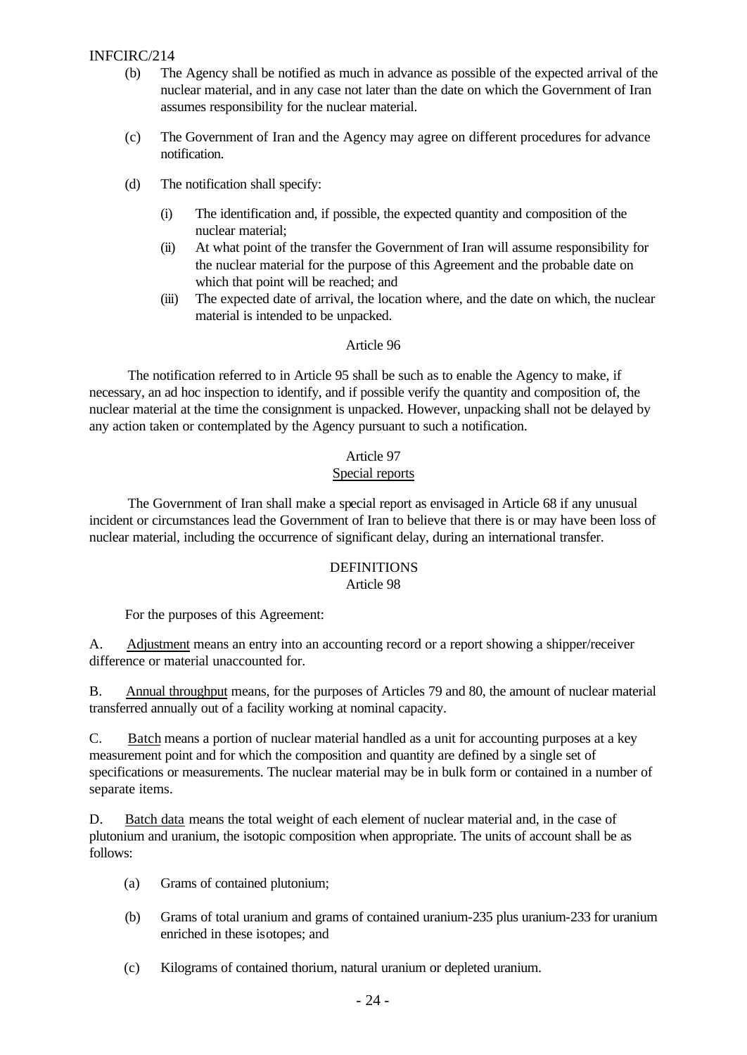(b) The Agency shall be notified as much in advance as possible of the expected arrival of the nuclear material, and in any case not later than the date on which the Government of Iran assumes responsibility for the nuclear material.

(c) The Government of Iran and the Agency may agree on different procedures for advance notification.

(d) The notification shall specify:

(i) The identification and, if possible, the expected quantity and composition of the nuclear material;

(ii) At what point of the transfer the Government of Iran will assume responsibility for the nuclear material for the purpose of this Agreement and the probable date on which that point will be reached; and

(iii) The expected date of arrival, the location where, and the date on which, the nuclear material is intended to be unpacked.

Article 96

The notification referred to in Article 95 shall be such as to enable the Agency to make, if necessary, an ad hoc inspection to identify, and if possible verify the quantity and composition of, the nuclear material at the time the consignment is unpacked. However, unpacking shall not be delayed by any action taken or contemplated by the Agency pursuant to such a notification.

Article 97
Special reports

The Government of Iran shall make a special report as envisaged in Article 68 if any unusual incident or circumstances lead the Government of Iran to believe that there is or may have been loss of nuclear material, including the occurrence of significant delay, during an international transfer.

## DEFINITIONS

Article 98

For the purposes of this Agreement:

A. Adjustment means an entry into an accounting record or a report showing a shipper/receiver difference or material unaccounted for.

B. Annual throughput means, for the purposes of Articles 79 and 80, the amount of nuclear material transferred annually out of a facility working at nominal capacity.

C. Batch means a portion of nuclear material handled as a unit for accounting purposes at a key measurement point and for which the composition and quantity are defined by a single set of specifications or measurements. The nuclear material may be in bulk form or contained in a number of separate items.

D. Batch data means the total weight of each element of nuclear material and, in the case of plutonium and uranium, the isotopic composition when appropriate. The units of account shall be as follows:

(a) Grams of contained plutonium;

(b) Grams of total uranium and grams of contained uranium-235 plus uranium-233 for uranium enriched in these isotopes; and

(c) Kilograms of contained thorium, natural uranium or depleted uranium.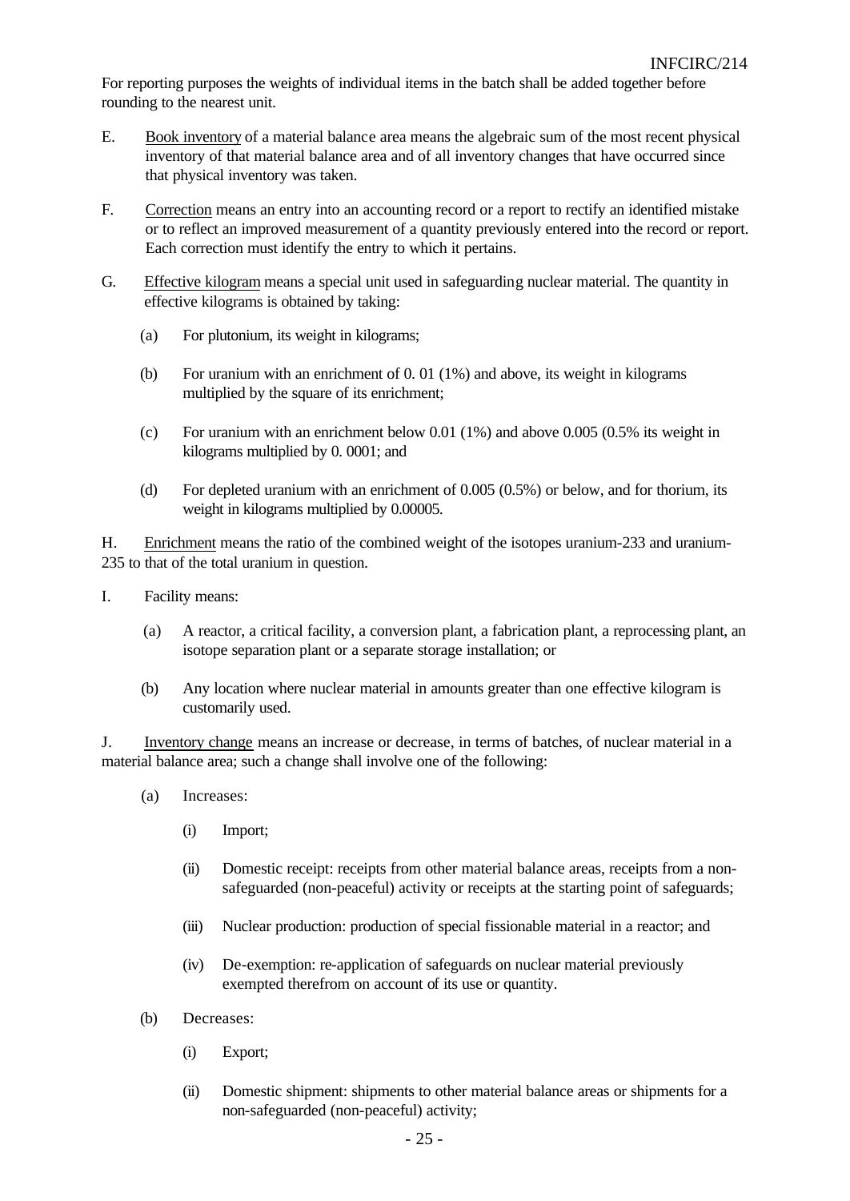For reporting purposes the weights of individual items in the batch shall be added together before rounding to the nearest unit.

E. Book inventory of a material balance area means the algebraic sum of the most recent physical inventory of that material balance area and of all inventory changes that have occurred since that physical inventory was taken.

F. Correction means an entry into an accounting record or a report to rectify an identified mistake or to reflect an improved measurement of a quantity previously entered into the record or report. Each correction must identify the entry to which it pertains.

G. Effective kilogram means a special unit used in safeguarding nuclear material. The quantity in effective kilograms is obtained by taking:

(a) For plutonium, its weight in kilograms;

(b) For uranium with an enrichment of 0. 01 (1%) and above, its weight in kilograms multiplied by the square of its enrichment;

(c) For uranium with an enrichment below 0.01 (1%) and above 0.005 (0.5% its weight in kilograms multiplied by 0. 0001; and

(d) For depleted uranium with an enrichment of 0.005 (0.5%) or below, and for thorium, its weight in kilograms multiplied by 0.00005.

H. Enrichment means the ratio of the combined weight of the isotopes uranium-233 and uranium-235 to that of the total uranium in question.

I. Facility means:

(a) A reactor, a critical facility, a conversion plant, a fabrication plant, a reprocessing plant, an isotope separation plant or a separate storage installation; or

(b) Any location where nuclear material in amounts greater than one effective kilogram is customarily used.

J. Inventory change means an increase or decrease, in terms of batches, of nuclear material in a material balance area; such a change shall involve one of the following:

(a) Increases:

(i) Import;

(ii) Domestic receipt: receipts from other material balance areas, receipts from a non-safeguarded (non-peaceful) activity or receipts at the starting point of safeguards;

(iii) Nuclear production: production of special fissionable material in a reactor; and

(iv) De-exemption: re-application of safeguards on nuclear material previously exempted therefrom on account of its use or quantity.

(b) Decreases:

(i) Export;

(ii) Domestic shipment: shipments to other material balance areas or shipments for a non-safeguarded (non-peaceful) activity;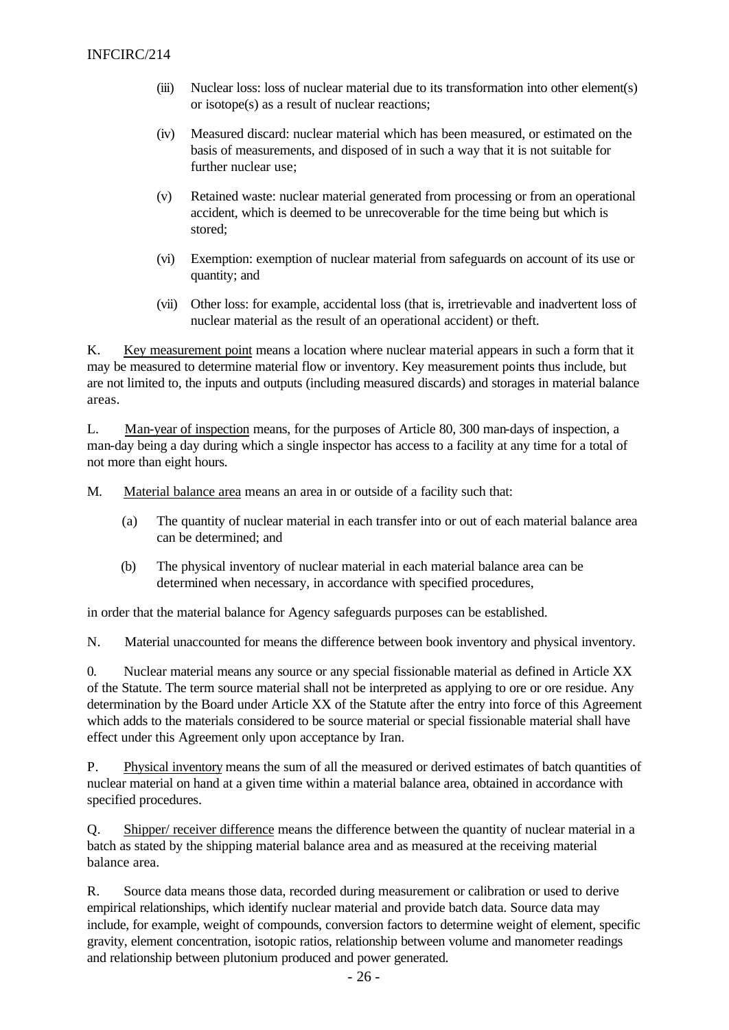(iii) Nuclear loss: loss of nuclear material due to its transformation into other element(s) or isotope(s) as a result of nuclear reactions;

(iv) Measured discard: nuclear material which has been measured, or estimated on the basis of measurements, and disposed of in such a way that it is not suitable for further nuclear use;

(v) Retained waste: nuclear material generated from processing or from an operational accident, which is deemed to be unrecoverable for the time being but which is stored;

(vi) Exemption: exemption of nuclear material from safeguards on account of its use or quantity; and

(vii) Other loss: for example, accidental loss (that is, irretrievable and inadvertent loss of nuclear material as the result of an operational accident) or theft.

K. Key measurement point means a location where nuclear material appears in such a form that it may be measured to determine material flow or inventory. Key measurement points thus include, but are not limited to, the inputs and outputs (including measured discards) and storages in material balance areas.

L. Man-year of inspection means, for the purposes of Article 80, 300 man-days of inspection, a man-day being a day during which a single inspector has access to a facility at any time for a total of not more than eight hours.

M. Material balance area means an area in or outside of a facility such that:

(a) The quantity of nuclear material in each transfer into or out of each material balance area can be determined; and

(b) The physical inventory of nuclear material in each material balance area can be determined when necessary, in accordance with specified procedures,

in order that the material balance for Agency safeguards purposes can be established.

N. Material unaccounted for means the difference between book inventory and physical inventory.

0. Nuclear material means any source or any special fissionable material as defined in Article XX of the Statute. The term source material shall not be interpreted as applying to ore or ore residue. Any determination by the Board under Article XX of the Statute after the entry into force of this Agreement which adds to the materials considered to be source material or special fissionable material shall have effect under this Agreement only upon acceptance by Iran.

P. Physical inventory means the sum of all the measured or derived estimates of batch quantities of nuclear material on hand at a given time within a material balance area, obtained in accordance with specified procedures.

Q. Shipper/ receiver difference means the difference between the quantity of nuclear material in a batch as stated by the shipping material balance area and as measured at the receiving material balance area.

R. Source data means those data, recorded during measurement or calibration or used to derive empirical relationships, which identify nuclear material and provide batch data. Source data may include, for example, weight of compounds, conversion factors to determine weight of element, specific gravity, element concentration, isotopic ratios, relationship between volume and manometer readings and relationship between plutonium produced and power generated.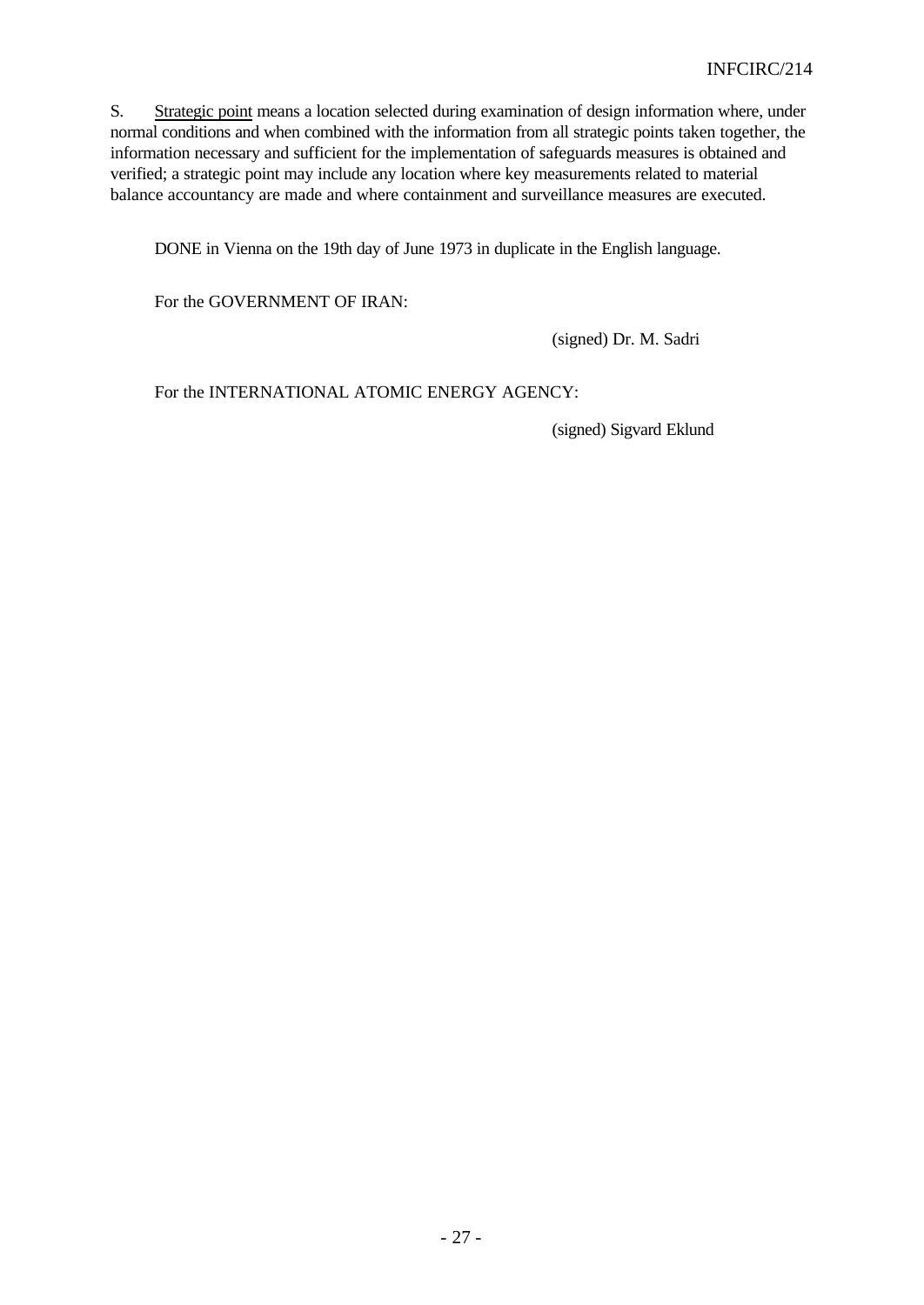S. Strategic point means a location selected during examination of design information where, under normal conditions and when combined with the information from all strategic points taken together, the information necessary and sufficient for the implementation of safeguards measures is obtained and verified; a strategic point may include any location where key measurements related to material balance accountancy are made and where containment and surveillance measures are executed.

DONE in Vienna on the 19th day of June 1973 in duplicate in the English language.

For the GOVERNMENT OF IRAN:

(signed) Dr. M. Sadri

For the INTERNATIONAL ATOMIC ENERGY AGENCY:

(signed) Sigvard Eklund